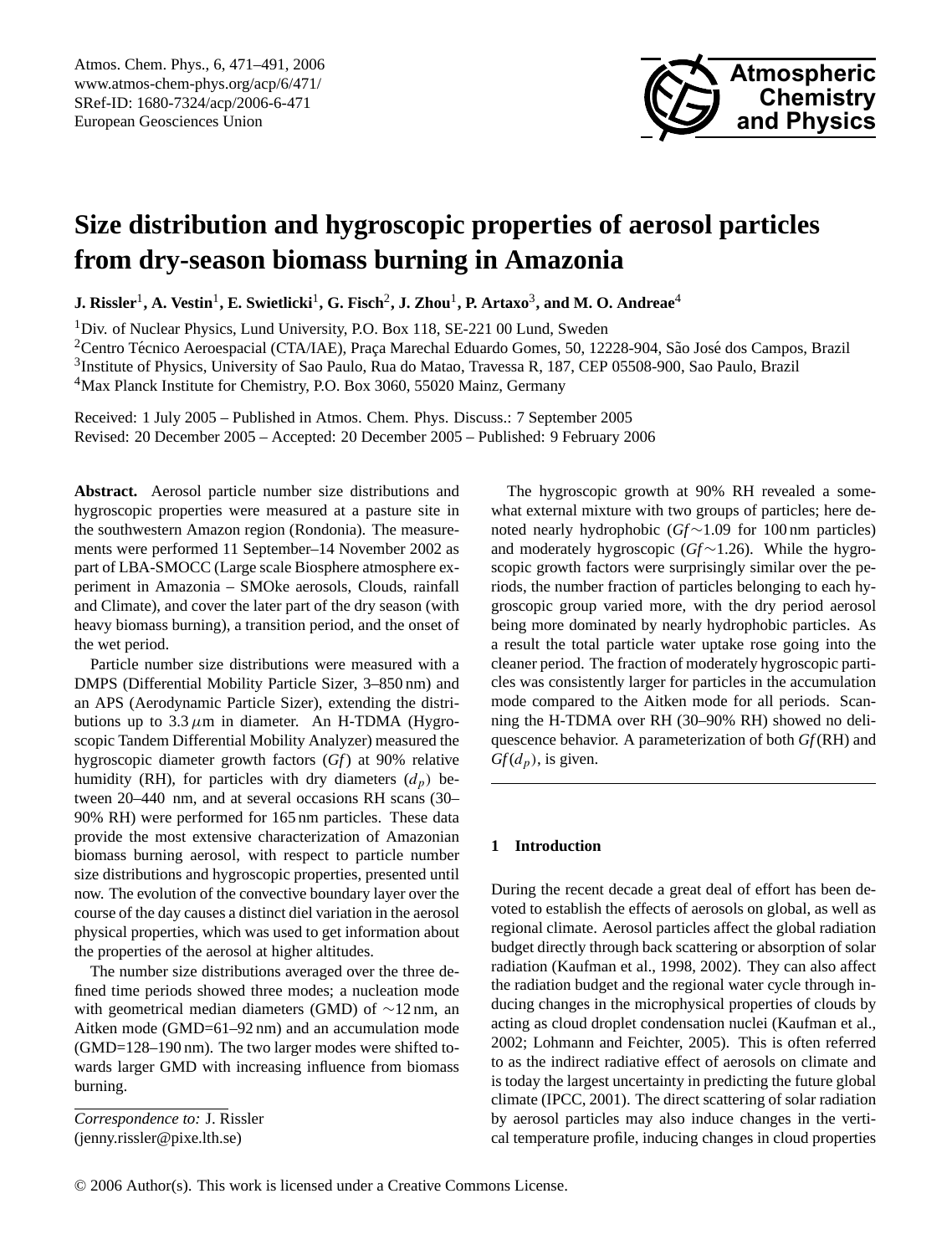# Size distribution and hygroscopic properties of aerosol particles from dry-season biomass burning in Amazonia

**J. Rissler[1], A. Vestin[1], E. Swietlicki[1], G. Fisch[2], J. Zhou[1], P. Artaxo[3], and M. O. Andreae[4]**

[1]Div. of Nuclear Physics, Lund University, P.O. Box 118, SE-221 00 Lund, Sweden
[2]Centro Técnico Aeroespacial (CTA/IAE), Praça Marechal Eduardo Gomes, 50, 12228-904, São José dos Campos, Brazil
[3]Institute of Physics, University of Sao Paulo, Rua do Matao, Travessa R, 187, CEP 05508-900, Sao Paulo, Brazil
[4]Max Planck Institute for Chemistry, P.O. Box 3060, 55020 Mainz, Germany

Received: 1 July 2005 – Published in Atmos. Chem. Phys. Discuss.: 7 September 2005
Revised: 20 December 2005 – Accepted: 20 December 2005 – Published: 9 February 2006

**Abstract.** Aerosol particle number size distributions and hygroscopic properties were measured at a pasture site in the southwestern Amazon region (Rondonia). The measurements were performed 11 September–14 November 2002 as part of LBA-SMOCC (Large scale Biosphere atmosphere experiment in Amazonia – SMOke aerosols, Clouds, rainfall and Climate), and cover the later part of the dry season (with heavy biomass burning), a transition period, and the onset of the wet period.

Particle number size distributions were measured with a DMPS (Differential Mobility Particle Sizer, 3–850 nm) and an APS (Aerodynamic Particle Sizer), extending the distributions up to 3.3 $\mu$m in diameter. An H-TDMA (Hygroscopic Tandem Differential Mobility Analyzer) measured the hygroscopic diameter growth factors ($Gf$) at 90% relative humidity (RH), for particles with dry diameters ($d_p$) between 20–440 nm, and at several occasions RH scans (30–90% RH) were performed for 165 nm particles. These data provide the most extensive characterization of Amazonian biomass burning aerosol, with respect to particle number size distributions and hygroscopic properties, presented until now. The evolution of the convective boundary layer over the course of the day causes a distinct diel variation in the aerosol physical properties, which was used to get information about the properties of the aerosol at higher altitudes.

The number size distributions averaged over the three defined time periods showed three modes; a nucleation mode with geometrical median diameters (GMD) of ~12 nm, an Aitken mode (GMD=61–92 nm) and an accumulation mode (GMD=128–190 nm). The two larger modes were shifted towards larger GMD with increasing influence from biomass burning.

The hygroscopic growth at 90% RH revealed a somewhat external mixture with two groups of particles; here denoted nearly hydrophobic ($Gf$~1.09 for 100 nm particles) and moderately hygroscopic ($Gf$~1.26). While the hygroscopic growth factors were surprisingly similar over the periods, the number fraction of particles belonging to each hygroscopic group varied more, with the dry period aerosol being more dominated by nearly hydrophobic particles. As a result the total particle water uptake rose going into the cleaner period. The fraction of moderately hygroscopic particles was consistently larger for particles in the accumulation mode compared to the Aitken mode for all periods. Scanning the H-TDMA over RH (30–90% RH) showed no deliquescence behavior. A parameterization of both $Gf$(RH) and $Gf(d_p)$, is given.

*Correspondence to:* J. Rissler
(jenny.rissler@pixe.lth.se)

## 1 Introduction

During the recent decade a great deal of effort has been devoted to establish the effects of aerosols on global, as well as regional climate. Aerosol particles affect the global radiation budget directly through back scattering or absorption of solar radiation (Kaufman et al., 1998, 2002). They can also affect the radiation budget and the regional water cycle through inducing changes in the microphysical properties of clouds by acting as cloud droplet condensation nuclei (Kaufman et al., 2002; Lohmann and Feichter, 2005). This is often referred to as the indirect radiative effect of aerosols on climate and is today the largest uncertainty in predicting the future global climate (IPCC, 2001). The direct scattering of solar radiation by aerosol particles may also induce changes in the vertical temperature profile, inducing changes in cloud properties

© 2006 Author(s). This work is licensed under a Creative Commons License.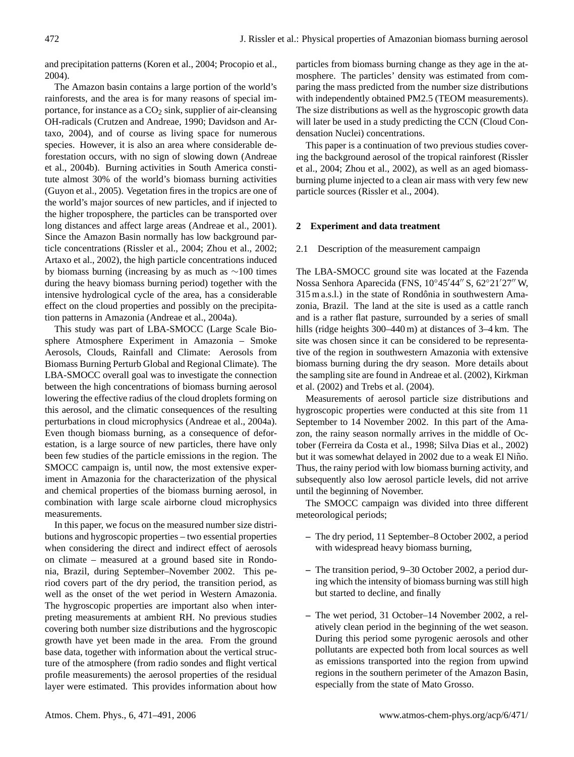and precipitation patterns (Koren et al., 2004; Procopio et al., 2004).

The Amazon basin contains a large portion of the world's rainforests, and the area is for many reasons of special importance, for instance as a $CO_2$ sink, supplier of air-cleansing OH-radicals (Crutzen and Andreae, 1990; Davidson and Artaxo, 2004), and of course as living space for numerous species. However, it is also an area where considerable deforestation occurs, with no sign of slowing down (Andreae et al., 2004b). Burning activities in South America constitute almost 30% of the world's biomass burning activities (Guyon et al., 2005). Vegetation fires in the tropics are one of the world's major sources of new particles, and if injected to the higher troposphere, the particles can be transported over long distances and affect large areas (Andreae et al., 2001). Since the Amazon Basin normally has low background particle concentrations (Rissler et al., 2004; Zhou et al., 2002; Artaxo et al., 2002), the high particle concentrations induced by biomass burning (increasing by as much as $\sim$100 times during the heavy biomass burning period) together with the intensive hydrological cycle of the area, has a considerable effect on the cloud properties and possibly on the precipitation patterns in Amazonia (Andreae et al., 2004a).

This study was part of LBA-SMOCC (Large Scale Biosphere Atmosphere Experiment in Amazonia – Smoke Aerosols, Clouds, Rainfall and Climate: Aerosols from Biomass Burning Perturb Global and Regional Climate). The LBA-SMOCC overall goal was to investigate the connection between the high concentrations of biomass burning aerosol lowering the effective radius of the cloud droplets forming on this aerosol, and the climatic consequences of the resulting perturbations in cloud microphysics (Andreae et al., 2004a). Even though biomass burning, as a consequence of deforestation, is a large source of new particles, there have only been few studies of the particle emissions in the region. The SMOCC campaign is, until now, the most extensive experiment in Amazonia for the characterization of the physical and chemical properties of the biomass burning aerosol, in combination with large scale airborne cloud microphysics measurements.

In this paper, we focus on the measured number size distributions and hygroscopic properties – two essential properties when considering the direct and indirect effect of aerosols on climate – measured at a ground based site in Rondonia, Brazil, during September–November 2002. This period covers part of the dry period, the transition period, as well as the onset of the wet period in Western Amazonia. The hygroscopic properties are important also when interpreting measurements at ambient RH. No previous studies covering both number size distributions and the hygroscopic growth have yet been made in the area. From the ground base data, together with information about the vertical structure of the atmosphere (from radio sondes and flight vertical profile measurements) the aerosol properties of the residual layer were estimated. This provides information about how particles from biomass burning change as they age in the atmosphere. The particles' density was estimated from comparing the mass predicted from the number size distributions with independently obtained PM2.5 (TEOM measurements). The size distributions as well as the hygroscopic growth data will later be used in a study predicting the CCN (Cloud Condensation Nuclei) concentrations.

This paper is a continuation of two previous studies covering the background aerosol of the tropical rainforest (Rissler et al., 2004; Zhou et al., 2002), as well as an aged biomass-burning plume injected to a clean air mass with very few new particle sources (Rissler et al., 2004).

## 2 Experiment and data treatment

### 2.1 Description of the measurement campaign

The LBA-SMOCC ground site was located at the Fazenda Nossa Senhora Aparecida (FNS, 10°45′44″ S, 62°21′27″ W, 315 m a.s.l.) in the state of Rondônia in southwestern Amazonia, Brazil. The land at the site is used as a cattle ranch and is a rather flat pasture, surrounded by a series of small hills (ridge heights 300–440 m) at distances of 3–4 km. The site was chosen since it can be considered to be representative of the region in southwestern Amazonia with extensive biomass burning during the dry season. More details about the sampling site are found in Andreae et al. (2002), Kirkman et al. (2002) and Trebs et al. (2004).

Measurements of aerosol particle size distributions and hygroscopic properties were conducted at this site from 11 September to 14 November 2002. In this part of the Amazon, the rainy season normally arrives in the middle of October (Ferreira da Costa et al., 1998; Silva Dias et al., 2002) but it was somewhat delayed in 2002 due to a weak El Niño. Thus, the rainy period with low biomass burning activity, and subsequently also low aerosol particle levels, did not arrive until the beginning of November.

The SMOCC campaign was divided into three different meteorological periods;

- The dry period, 11 September–8 October 2002, a period with widespread heavy biomass burning,
- The transition period, 9–30 October 2002, a period during which the intensity of biomass burning was still high but started to decline, and finally
- The wet period, 31 October–14 November 2002, a relatively clean period in the beginning of the wet season. During this period some pyrogenic aerosols and other pollutants are expected both from local sources as well as emissions transported into the region from upwind regions in the southern perimeter of the Amazon Basin, especially from the state of Mato Grosso.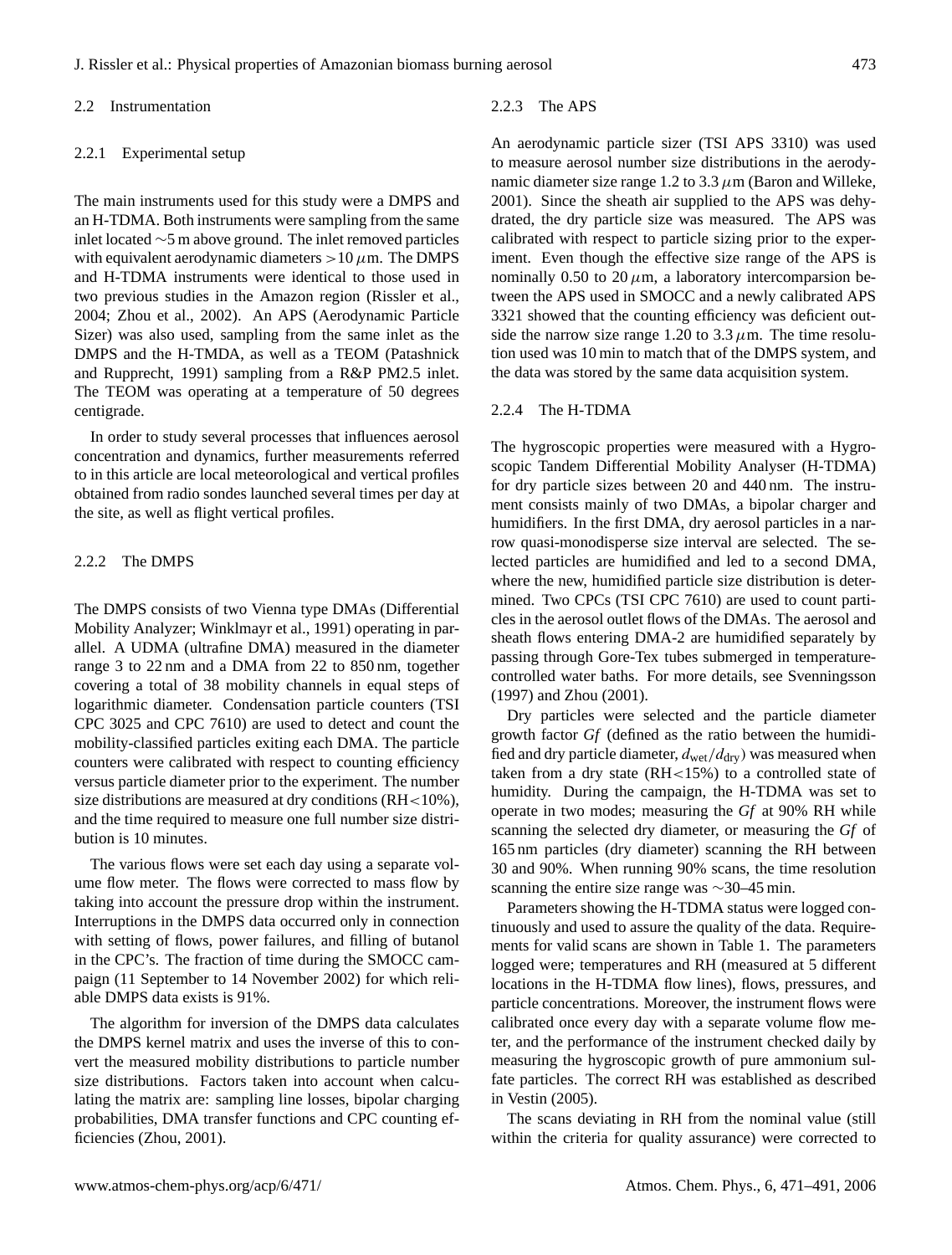### 2.2 Instrumentation

#### 2.2.1 Experimental setup

The main instruments used for this study were a DMPS and an H-TDMA. Both instruments were sampling from the same inlet located ~5 m above ground. The inlet removed particles with equivalent aerodynamic diameters >10 μm. The DMPS and H-TDMA instruments were identical to those used in two previous studies in the Amazon region (Rissler et al., 2004; Zhou et al., 2002). An APS (Aerodynamic Particle Sizer) was also used, sampling from the same inlet as the DMPS and the H-TMDA, as well as a TEOM (Patashnick and Rupprecht, 1991) sampling from a R&P PM2.5 inlet. The TEOM was operating at a temperature of 50 degrees centigrade.

In order to study several processes that influences aerosol concentration and dynamics, further measurements referred to in this article are local meteorological and vertical profiles obtained from radio sondes launched several times per day at the site, as well as flight vertical profiles.

#### 2.2.2 The DMPS

The DMPS consists of two Vienna type DMAs (Differential Mobility Analyzer; Winklmayr et al., 1991) operating in parallel. A UDMA (ultrafine DMA) measured in the diameter range 3 to 22 nm and a DMA from 22 to 850 nm, together covering a total of 38 mobility channels in equal steps of logarithmic diameter. Condensation particle counters (TSI CPC 3025 and CPC 7610) are used to detect and count the mobility-classified particles exiting each DMA. The particle counters were calibrated with respect to counting efficiency versus particle diameter prior to the experiment. The number size distributions are measured at dry conditions (RH<10%), and the time required to measure one full number size distribution is 10 minutes.

The various flows were set each day using a separate volume flow meter. The flows were corrected to mass flow by taking into account the pressure drop within the instrument. Interruptions in the DMPS data occurred only in connection with setting of flows, power failures, and filling of butanol in the CPC's. The fraction of time during the SMOCC campaign (11 September to 14 November 2002) for which reliable DMPS data exists is 91%.

The algorithm for inversion of the DMPS data calculates the DMPS kernel matrix and uses the inverse of this to convert the measured mobility distributions to particle number size distributions. Factors taken into account when calculating the matrix are: sampling line losses, bipolar charging probabilities, DMA transfer functions and CPC counting efficiencies (Zhou, 2001).

#### 2.2.3 The APS

An aerodynamic particle sizer (TSI APS 3310) was used to measure aerosol number size distributions in the aerodynamic diameter size range 1.2 to 3.3 μm (Baron and Willeke, 2001). Since the sheath air supplied to the APS was dehydrated, the dry particle size was measured. The APS was calibrated with respect to particle sizing prior to the experiment. Even though the effective size range of the APS is nominally 0.50 to 20 μm, a laboratory intercomparsion between the APS used in SMOCC and a newly calibrated APS 3321 showed that the counting efficiency was deficient outside the narrow size range 1.20 to 3.3 μm. The time resolution used was 10 min to match that of the DMPS system, and the data was stored by the same data acquisition system.

#### 2.2.4 The H-TDMA

The hygroscopic properties were measured with a Hygroscopic Tandem Differential Mobility Analyser (H-TDMA) for dry particle sizes between 20 and 440 nm. The instrument consists mainly of two DMAs, a bipolar charger and humidifiers. In the first DMA, dry aerosol particles in a narrow quasi-monodisperse size interval are selected. The selected particles are humidified and led to a second DMA, where the new, humidified particle size distribution is determined. Two CPCs (TSI CPC 7610) are used to count particles in the aerosol outlet flows of the DMAs. The aerosol and sheath flows entering DMA-2 are humidified separately by passing through Gore-Tex tubes submerged in temperature-controlled water baths. For more details, see Svenningsson (1997) and Zhou (2001).

Dry particles were selected and the particle diameter growth factor *Gf* (defined as the ratio between the humidified and dry particle diameter, $d_{\mathrm{wet}}/d_{\mathrm{dry}}$) was measured when taken from a dry state (RH<15%) to a controlled state of humidity. During the campaign, the H-TDMA was set to operate in two modes; measuring the *Gf* at 90% RH while scanning the selected dry diameter, or measuring the *Gf* of 165 nm particles (dry diameter) scanning the RH between 30 and 90%. When running 90% scans, the time resolution scanning the entire size range was ~30–45 min.

Parameters showing the H-TDMA status were logged continuously and used to assure the quality of the data. Requirements for valid scans are shown in Table 1. The parameters logged were; temperatures and RH (measured at 5 different locations in the H-TDMA flow lines), flows, pressures, and particle concentrations. Moreover, the instrument flows were calibrated once every day with a separate volume flow meter, and the performance of the instrument checked daily by measuring the hygroscopic growth of pure ammonium sulfate particles. The correct RH was established as described in Vestin (2005).

The scans deviating in RH from the nominal value (still within the criteria for quality assurance) were corrected to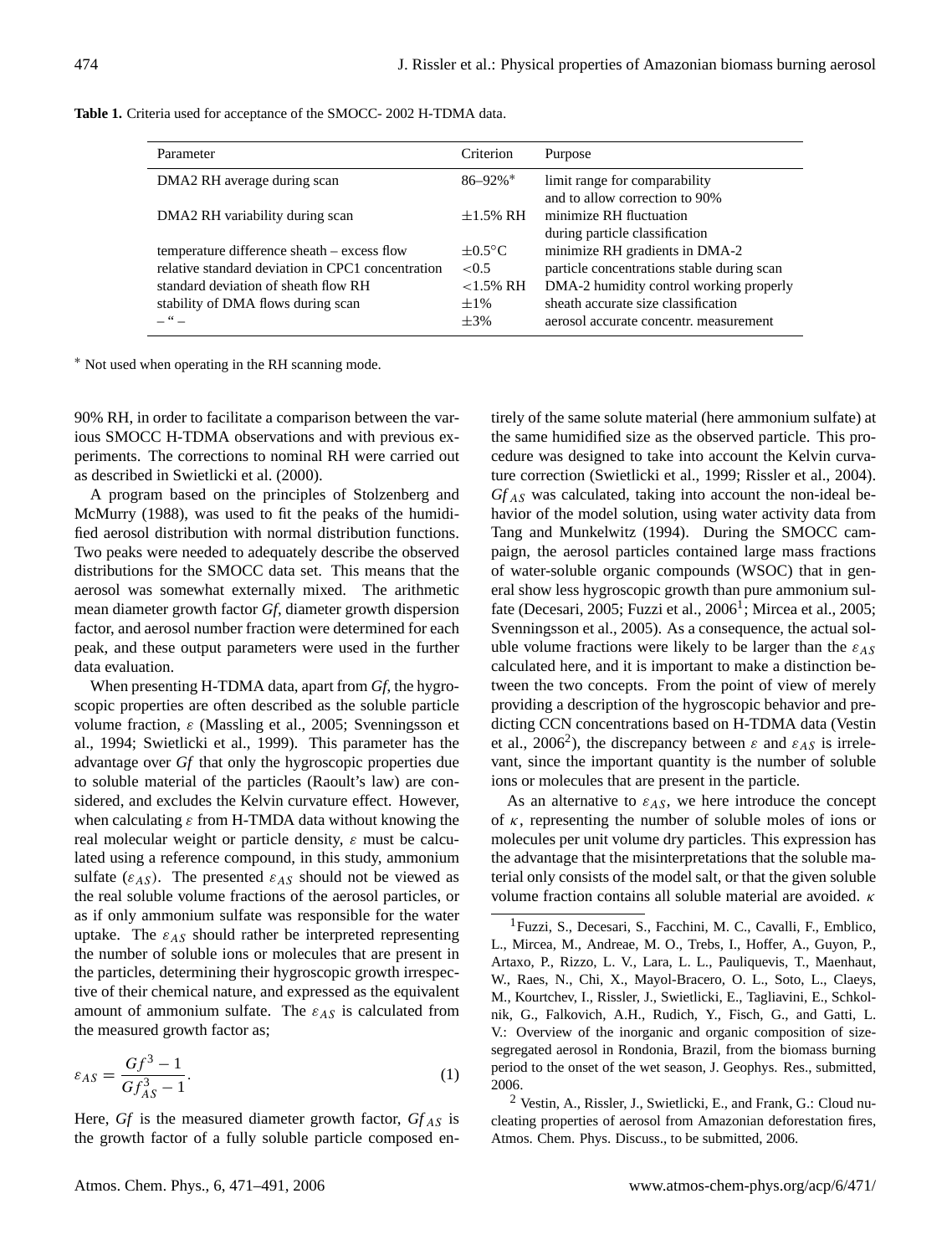**Table 1.** Criteria used for acceptance of the SMOCC- 2002 H-TDMA data.

| Parameter | Criterion | Purpose |
|---|---|---|
| DMA2 RH average during scan | 86–92%* | limit range for comparability and to allow correction to 90% |
| DMA2 RH variability during scan | ±1.5% RH | minimize RH fluctuation during particle classification |
| temperature difference sheath – excess flow | ±0.5°C | minimize RH gradients in DMA-2 |
| relative standard deviation in CPC1 concentration | <0.5 | particle concentrations stable during scan |
| standard deviation of sheath flow RH | <1.5% RH | DMA-2 humidity control working properly |
| stability of DMA flows during scan | ±1% | sheath accurate size classification |
| – " – | ±3% | aerosol accurate concentr. measurement |

* Not used when operating in the RH scanning mode.

90% RH, in order to facilitate a comparison between the various SMOCC H-TDMA observations and with previous experiments. The corrections to nominal RH were carried out as described in Swietlicki et al. (2000).

A program based on the principles of Stolzenberg and McMurry (1988), was used to fit the peaks of the humidified aerosol distribution with normal distribution functions. Two peaks were needed to adequately describe the observed distributions for the SMOCC data set. This means that the aerosol was somewhat externally mixed. The arithmetic mean diameter growth factor *Gf*, diameter growth dispersion factor, and aerosol number fraction were determined for each peak, and these output parameters were used in the further data evaluation.

When presenting H-TDMA data, apart from *Gf*, the hygroscopic properties are often described as the soluble particle volume fraction, $\varepsilon$ (Massling et al., 2005; Svenningsson et al., 1994; Swietlicki et al., 1999). This parameter has the advantage over *Gf* that only the hygroscopic properties due to soluble material of the particles (Raoult's law) are considered, and excludes the Kelvin curvature effect. However, when calculating $\varepsilon$ from H-TMDA data without knowing the real molecular weight or particle density, $\varepsilon$ must be calculated using a reference compound, in this study, ammonium sulfate ($\varepsilon_{AS}$). The presented $\varepsilon_{AS}$ should not be viewed as the real soluble volume fractions of the aerosol particles, or as if only ammonium sulfate was responsible for the water uptake. The $\varepsilon_{AS}$ should rather be interpreted representing the number of soluble ions or molecules that are present in the particles, determining their hygroscopic growth irrespective of their chemical nature, and expressed as the equivalent amount of ammonium sulfate. The $\varepsilon_{AS}$ is calculated from the measured growth factor as;

$$\varepsilon_{AS} = \frac{Gf^3 - 1}{Gf_{AS}^3 - 1}. \tag{1}$$

Here, *Gf* is the measured diameter growth factor, $Gf_{AS}$ is the growth factor of a fully soluble particle composed entirely of the same solute material (here ammonium sulfate) at the same humidified size as the observed particle. This procedure was designed to take into account the Kelvin curvature correction (Swietlicki et al., 1999; Rissler et al., 2004). $Gf_{AS}$ was calculated, taking into account the non-ideal behavior of the model solution, using water activity data from Tang and Munkelwitz (1994). During the SMOCC campaign, the aerosol particles contained large mass fractions of water-soluble organic compounds (WSOC) that in general show less hygroscopic growth than pure ammonium sulfate (Decesari, 2005; Fuzzi et al., 2006[1]; Mircea et al., 2005; Svenningsson et al., 2005). As a consequence, the actual soluble volume fractions were likely to be larger than the $\varepsilon_{AS}$ calculated here, and it is important to make a distinction between the two concepts. From the point of view of merely providing a description of the hygroscopic behavior and predicting CCN concentrations based on H-TDMA data (Vestin et al., 2006[2]), the discrepancy between $\varepsilon$ and $\varepsilon_{AS}$ is irrelevant, since the important quantity is the number of soluble ions or molecules that are present in the particle.

As an alternative to $\varepsilon_{AS}$, we here introduce the concept of $\kappa$, representing the number of soluble moles of ions or molecules per unit volume dry particles. This expression has the advantage that the misinterpretations that the soluble material only consists of the model salt, or that the given soluble volume fraction contains all soluble material are avoided. $\kappa$

[1] Fuzzi, S., Decesari, S., Facchini, M. C., Cavalli, F., Emblico, L., Mircea, M., Andreae, M. O., Trebs, I., Hoffer, A., Guyon, P., Artaxo, P., Rizzo, L. V., Lara, L. L., Pauliquevis, T., Maenhaut, W., Raes, N., Chi, X., Mayol-Bracero, O. L., Soto, L., Claeys, M., Kourtchev, I., Rissler, J., Swietlicki, E., Tagliavini, E., Schkolnik, G., Falkovich, A.H., Rudich, Y., Fisch, G., and Gatti, L. V.: Overview of the inorganic and organic composition of size-segregated aerosol in Rondonia, Brazil, from the biomass burning period to the onset of the wet season, J. Geophys. Res., submitted, 2006.

[2] Vestin, A., Rissler, J., Swietlicki, E., and Frank, G.: Cloud nucleating properties of aerosol from Amazonian deforestation fires, Atmos. Chem. Phys. Discuss., to be submitted, 2006.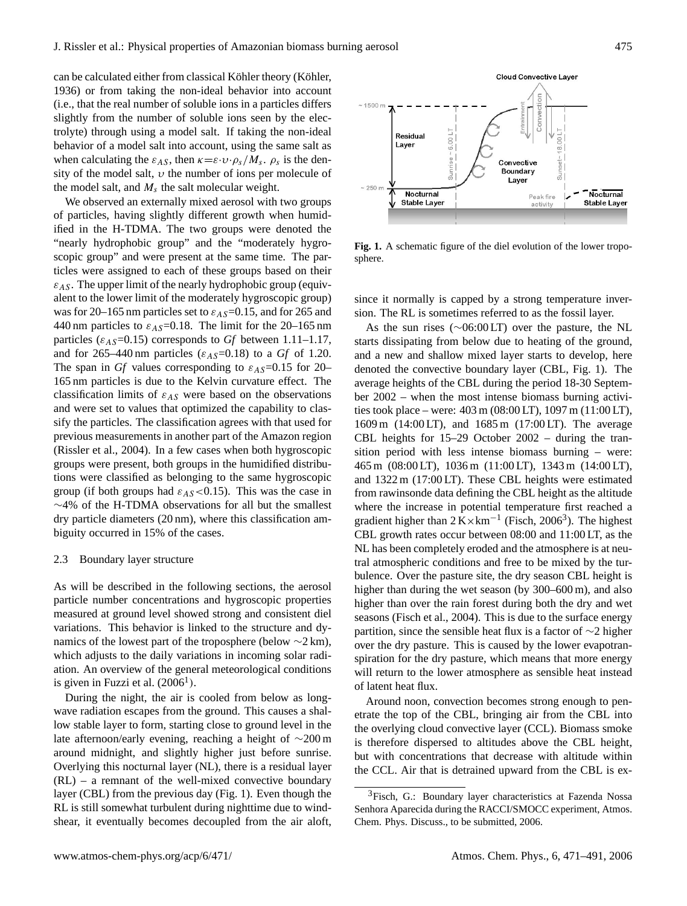can be calculated either from classical Köhler theory (Köhler, 1936) or from taking the non-ideal behavior into account (i.e., that the real number of soluble ions in a particles differs slightly from the number of soluble ions seen by the electrolyte) through using a model salt. If taking the non-ideal behavior of a model salt into account, using the same salt as when calculating the $\varepsilon_{AS}$, then $\kappa=\varepsilon\cdot\upsilon\cdot\rho_s/M_s$. $\rho_s$ is the density of the model salt, $\upsilon$ the number of ions per molecule of the model salt, and $M_s$ the salt molecular weight.

We observed an externally mixed aerosol with two groups of particles, having slightly different growth when humidified in the H-TDMA. The two groups were denoted the "nearly hydrophobic group" and the "moderately hygroscopic group" and were present at the same time. The particles were assigned to each of these groups based on their $\varepsilon_{AS}$. The upper limit of the nearly hydrophobic group (equivalent to the lower limit of the moderately hygroscopic group) was for 20–165 nm particles set to $\varepsilon_{AS}$=0.15, and for 265 and 440 nm particles to $\varepsilon_{AS}$=0.18. The limit for the 20–165 nm particles ($\varepsilon_{AS}$=0.15) corresponds to *Gf* between 1.11–1.17, and for 265–440 nm particles ($\varepsilon_{AS}$=0.18) to a *Gf* of 1.20. The span in *Gf* values corresponding to $\varepsilon_{AS}$=0.15 for 20–165 nm particles is due to the Kelvin curvature effect. The classification limits of $\varepsilon_{AS}$ were based on the observations and were set to values that optimized the capability to classify the particles. The classification agrees with that used for previous measurements in another part of the Amazon region (Rissler et al., 2004). In a few cases when both hygroscopic groups were present, both groups in the humidified distributions were classified as belonging to the same hygroscopic group (if both groups had $\varepsilon_{AS}$<0.15). This was the case in ~4% of the H-TDMA observations for all but the smallest dry particle diameters (20 nm), where this classification ambiguity occurred in 15% of the cases.

### 2.3 Boundary layer structure

As will be described in the following sections, the aerosol particle number concentrations and hygroscopic properties measured at ground level showed strong and consistent diel variations. This behavior is linked to the structure and dynamics of the lowest part of the troposphere (below ~2 km), which adjusts to the daily variations in incoming solar radiation. An overview of the general meteorological conditions is given in Fuzzi et al. (2006[1]).

During the night, the air is cooled from below as longwave radiation escapes from the ground. This causes a shallow stable layer to form, starting close to ground level in the late afternoon/early evening, reaching a height of ~200 m around midnight, and slightly higher just before sunrise. Overlying this nocturnal layer (NL), there is a residual layer (RL) – a remnant of the well-mixed convective boundary layer (CBL) from the previous day (Fig. 1). Even though the RL is still somewhat turbulent during nighttime due to windshear, it eventually becomes decoupled from the air aloft, since it normally is capped by a strong temperature inversion. The RL is sometimes referred to as the fossil layer.

**Fig. 1.** A schematic figure of the diel evolution of the lower troposphere.

As the sun rises (~06:00 LT) over the pasture, the NL starts dissipating from below due to heating of the ground, and a new and shallow mixed layer starts to develop, here denoted the convective boundary layer (CBL, Fig. 1). The average heights of the CBL during the period 18-30 September 2002 – when the most intense biomass burning activities took place – were: 403 m (08:00 LT), 1097 m (11:00 LT), 1609 m (14:00 LT), and 1685 m (17:00 LT). The average CBL heights for 15–29 October 2002 – during the transition period with less intense biomass burning – were: 465 m (08:00 LT), 1036 m (11:00 LT), 1343 m (14:00 LT), and 1322 m (17:00 LT). These CBL heights were estimated from rawinsonde data defining the CBL height as the altitude where the increase in potential temperature first reached a gradient higher than 2 K×km$^{-1}$ (Fisch, 2006[3]). The highest CBL growth rates occur between 08:00 and 11:00 LT, as the NL has been completely eroded and the atmosphere is at neutral atmospheric conditions and free to be mixed by the turbulence. Over the pasture site, the dry season CBL height is higher than during the wet season (by 300–600 m), and also higher than over the rain forest during both the dry and wet seasons (Fisch et al., 2004). This is due to the surface energy partition, since the sensible heat flux is a factor of ~2 higher over the dry pasture. This is caused by the lower evapotranspiration for the dry pasture, which means that more energy will return to the lower atmosphere as sensible heat instead of latent heat flux.

Around noon, convection becomes strong enough to penetrate the top of the CBL, bringing air from the CBL into the overlying cloud convective layer (CCL). Biomass smoke is therefore dispersed to altitudes above the CBL height, but with concentrations that decrease with altitude within the CCL. Air that is detrained upward from the CBL is ex-

[3]Fisch, G.: Boundary layer characteristics at Fazenda Nossa Senhora Aparecida during the RACCI/SMOCC experiment, Atmos. Chem. Phys. Discuss., to be submitted, 2006.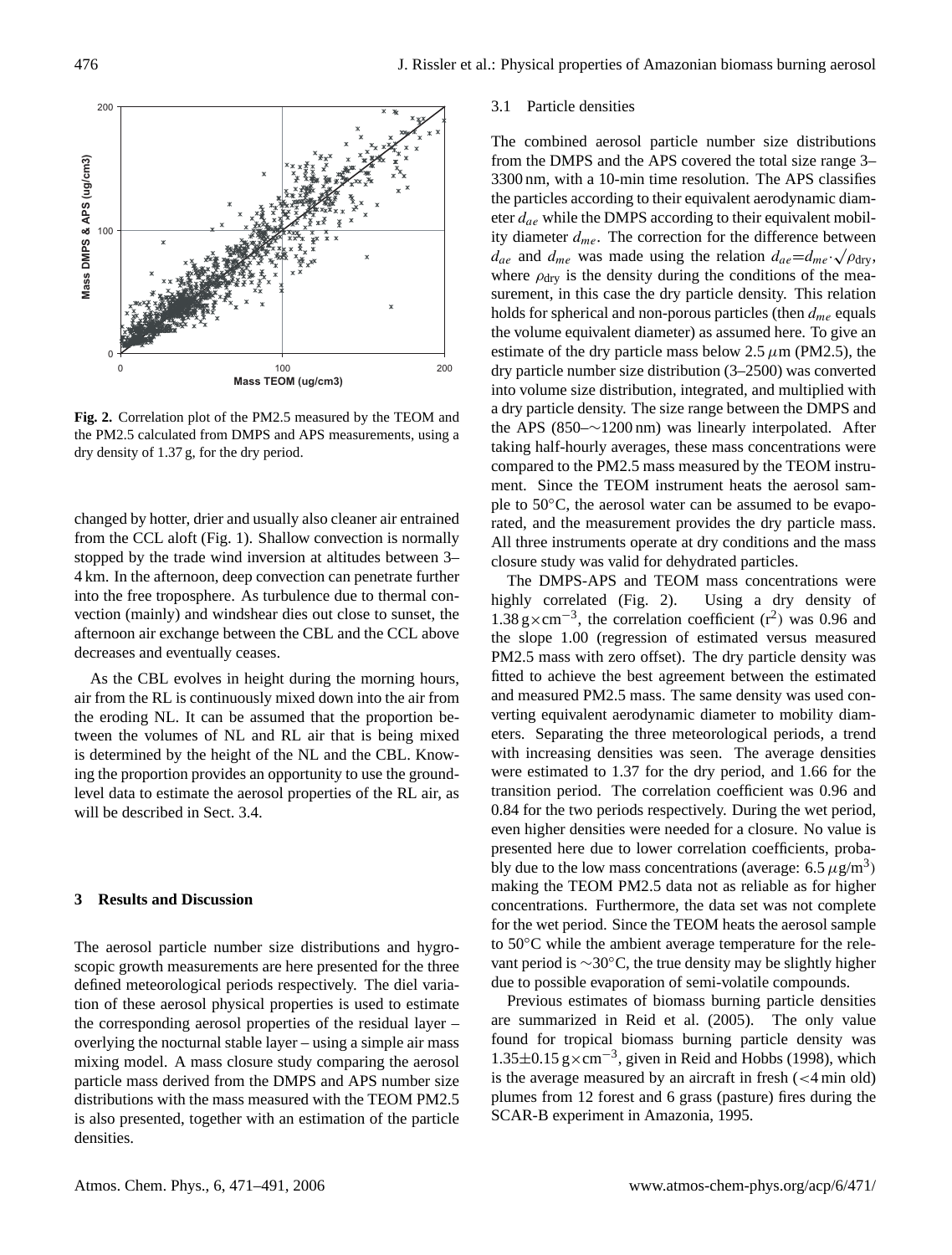**Fig. 2.** Correlation plot of the PM2.5 measured by the TEOM and the PM2.5 calculated from DMPS and APS measurements, using a dry density of 1.37 g, for the dry period.

changed by hotter, drier and usually also cleaner air entrained from the CCL aloft (Fig. 1). Shallow convection is normally stopped by the trade wind inversion at altitudes between 3–4 km. In the afternoon, deep convection can penetrate further into the free troposphere. As turbulence due to thermal convection (mainly) and windshear dies out close to sunset, the afternoon air exchange between the CBL and the CCL above decreases and eventually ceases.

As the CBL evolves in height during the morning hours, air from the RL is continuously mixed down into the air from the eroding NL. It can be assumed that the proportion between the volumes of NL and RL air that is being mixed is determined by the height of the NL and the CBL. Knowing the proportion provides an opportunity to use the ground-level data to estimate the aerosol properties of the RL air, as will be described in Sect. 3.4.

## 3 Results and Discussion

The aerosol particle number size distributions and hygroscopic growth measurements are here presented for the three defined meteorological periods respectively. The diel variation of these aerosol physical properties is used to estimate the corresponding aerosol properties of the residual layer – overlying the nocturnal stable layer – using a simple air mass mixing model. A mass closure study comparing the aerosol particle mass derived from the DMPS and APS number size distributions with the mass measured with the TEOM PM2.5 is also presented, together with an estimation of the particle densities.

### 3.1 Particle densities

The combined aerosol particle number size distributions from the DMPS and the APS covered the total size range 3–3300 nm, with a 10-min time resolution. The APS classifies the particles according to their equivalent aerodynamic diameter $d_{ae}$ while the DMPS according to their equivalent mobility diameter $d_{me}$. The correction for the difference between $d_{ae}$ and $d_{me}$ was made using the relation $d_{ae}=d_{me}\cdot\sqrt{\rho_{\text{dry}}}$, where $\rho_{\text{dry}}$ is the density during the conditions of the measurement, in this case the dry particle density. This relation holds for spherical and non-porous particles (then $d_{me}$ equals the volume equivalent diameter) as assumed here. To give an estimate of the dry particle mass below 2.5 $\mu$m (PM2.5), the dry particle number size distribution (3–2500) was converted into volume size distribution, integrated, and multiplied with a dry particle density. The size range between the DMPS and the APS (850–∼1200 nm) was linearly interpolated. After taking half-hourly averages, these mass concentrations were compared to the PM2.5 mass measured by the TEOM instrument. Since the TEOM instrument heats the aerosol sample to 50°C, the aerosol water can be assumed to be evaporated, and the measurement provides the dry particle mass. All three instruments operate at dry conditions and the mass closure study was valid for dehydrated particles.

The DMPS-APS and TEOM mass concentrations were highly correlated (Fig. 2). Using a dry density of $1.38\,\text{g}\times\text{cm}^{-3}$, the correlation coefficient ($r^2$) was 0.96 and the slope 1.00 (regression of estimated versus measured PM2.5 mass with zero offset). The dry particle density was fitted to achieve the best agreement between the estimated and measured PM2.5 mass. The same density was used converting equivalent aerodynamic diameter to mobility diameters. Separating the three meteorological periods, a trend with increasing densities was seen. The average densities were estimated to 1.37 for the dry period, and 1.66 for the transition period. The correlation coefficient was 0.96 and 0.84 for the two periods respectively. During the wet period, even higher densities were needed for a closure. No value is presented here due to lower correlation coefficients, probably due to the low mass concentrations (average: 6.5 $\mu$g/m$^3$) making the TEOM PM2.5 data not as reliable as for higher concentrations. Furthermore, the data set was not complete for the wet period. Since the TEOM heats the aerosol sample to 50°C while the ambient average temperature for the relevant period is ∼30°C, the true density may be slightly higher due to possible evaporation of semi-volatile compounds.

Previous estimates of biomass burning particle densities are summarized in Reid et al. (2005). The only value found for tropical biomass burning particle density was $1.35\pm0.15\,\text{g}\times\text{cm}^{-3}$, given in Reid and Hobbs (1998), which is the average measured by an aircraft in fresh (<4 min old) plumes from 12 forest and 6 grass (pasture) fires during the SCAR-B experiment in Amazonia, 1995.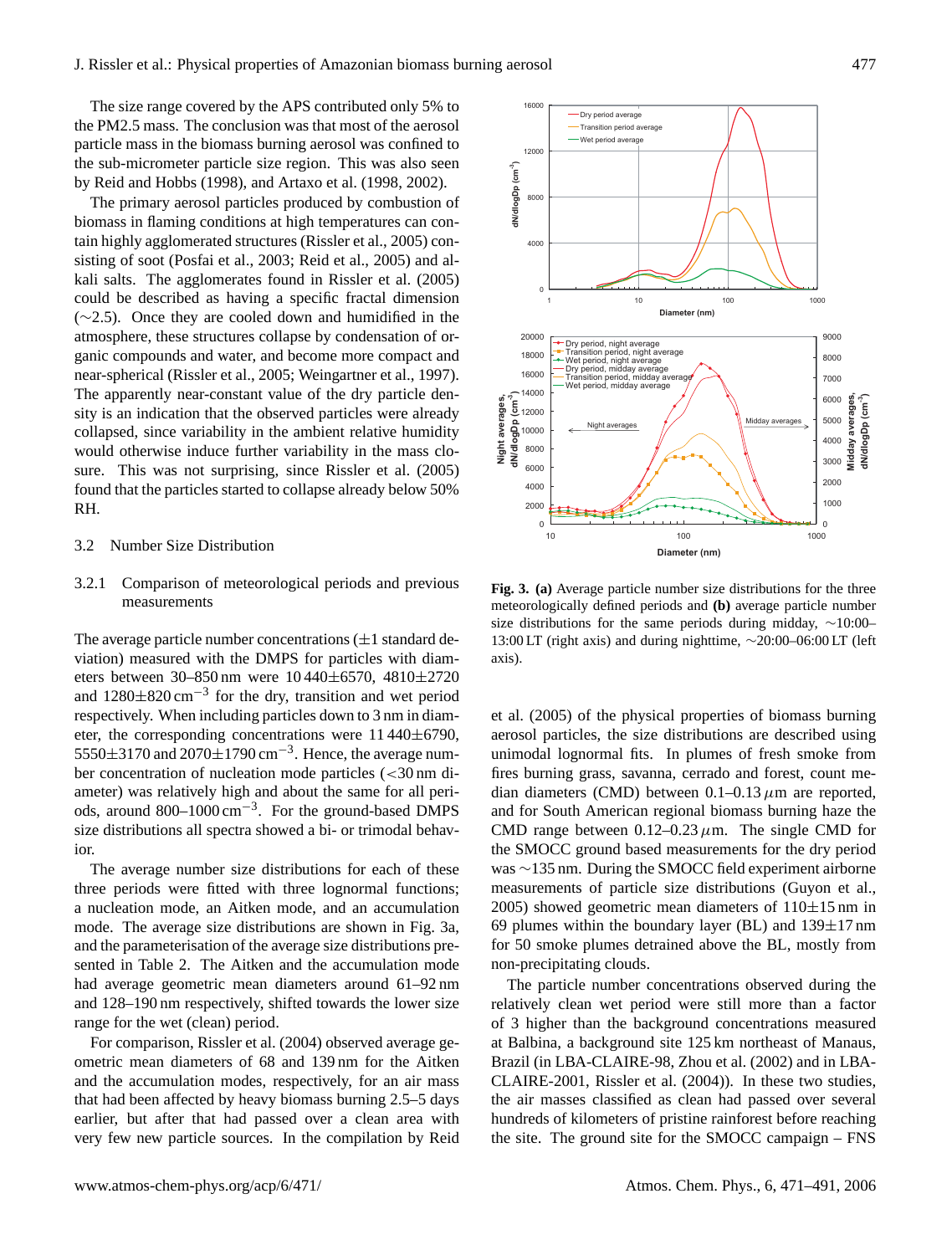The size range covered by the APS contributed only 5% to the PM2.5 mass. The conclusion was that most of the aerosol particle mass in the biomass burning aerosol was confined to the sub-micrometer particle size region. This was also seen by Reid and Hobbs (1998), and Artaxo et al. (1998, 2002).

The primary aerosol particles produced by combustion of biomass in flaming conditions at high temperatures can contain highly agglomerated structures (Rissler et al., 2005) consisting of soot (Posfai et al., 2003; Reid et al., 2005) and alkali salts. The agglomerates found in Rissler et al. (2005) could be described as having a specific fractal dimension (∼2.5). Once they are cooled down and humidified in the atmosphere, these structures collapse by condensation of organic compounds and water, and become more compact and near-spherical (Rissler et al., 2005; Weingartner et al., 1997). The apparently near-constant value of the dry particle density is an indication that the observed particles were already collapsed, since variability in the ambient relative humidity would otherwise induce further variability in the mass closure. This was not surprising, since Rissler et al. (2005) found that the particles started to collapse already below 50% RH.

## 3.2 Number Size Distribution

### 3.2.1 Comparison of meteorological periods and previous measurements

The average particle number concentrations (±1 standard deviation) measured with the DMPS for particles with diameters between 30–850 nm were 10 440±6570, 4810±2720 and 1280±820 $cm^{-3}$ for the dry, transition and wet period respectively. When including particles down to 3 nm in diameter, the corresponding concentrations were 11 440±6790, 5550±3170 and 2070±1790 $cm^{-3}$. Hence, the average number concentration of nucleation mode particles (<30 nm diameter) was relatively high and about the same for all periods, around 800–1000 $cm^{-3}$. For the ground-based DMPS size distributions all spectra showed a bi- or trimodal behavior.

The average number size distributions for each of these three periods were fitted with three lognormal functions; a nucleation mode, an Aitken mode, and an accumulation mode. The average size distributions are shown in Fig. 3a, and the parameterisation of the average size distributions presented in Table 2. The Aitken and the accumulation mode had average geometric mean diameters around 61–92 nm and 128–190 nm respectively, shifted towards the lower size range for the wet (clean) period.

For comparison, Rissler et al. (2004) observed average geometric mean diameters of 68 and 139 nm for the Aitken and the accumulation modes, respectively, for an air mass that had been affected by heavy biomass burning 2.5–5 days earlier, but after that had passed over a clean area with very few new particle sources. In the compilation by Reid et al. (2005) of the physical properties of biomass burning aerosol particles, the size distributions are described using unimodal lognormal fits. In plumes of fresh smoke from fires burning grass, savanna, cerrado and forest, count median diameters (CMD) between 0.1–0.13 $\mu$m are reported, and for South American regional biomass burning haze the CMD range between 0.12–0.23 $\mu$m. The single CMD for the SMOCC ground based measurements for the dry period was ∼135 nm. During the SMOCC field experiment airborne measurements of particle size distributions (Guyon et al., 2005) showed geometric mean diameters of 110±15 nm in 69 plumes within the boundary layer (BL) and 139±17 nm for 50 smoke plumes detrained above the BL, mostly from non-precipitating clouds.

The particle number concentrations observed during the relatively clean wet period were still more than a factor of 3 higher than the background concentrations measured at Balbina, a background site 125 km northeast of Manaus, Brazil (in LBA-CLAIRE-98, Zhou et al. (2002) and in LBA-CLAIRE-2001, Rissler et al. (2004)). In these two studies, the air masses classified as clean had passed over several hundreds of kilometers of pristine rainforest before reaching the site. The ground site for the SMOCC campaign – FNS

**Fig. 3.** **(a)** Average particle number size distributions for the three meteorologically defined periods and **(b)** average particle number size distributions for the same periods during midday, ∼10:00–13:00 LT (right axis) and during nighttime, ∼20:00–06:00 LT (left axis).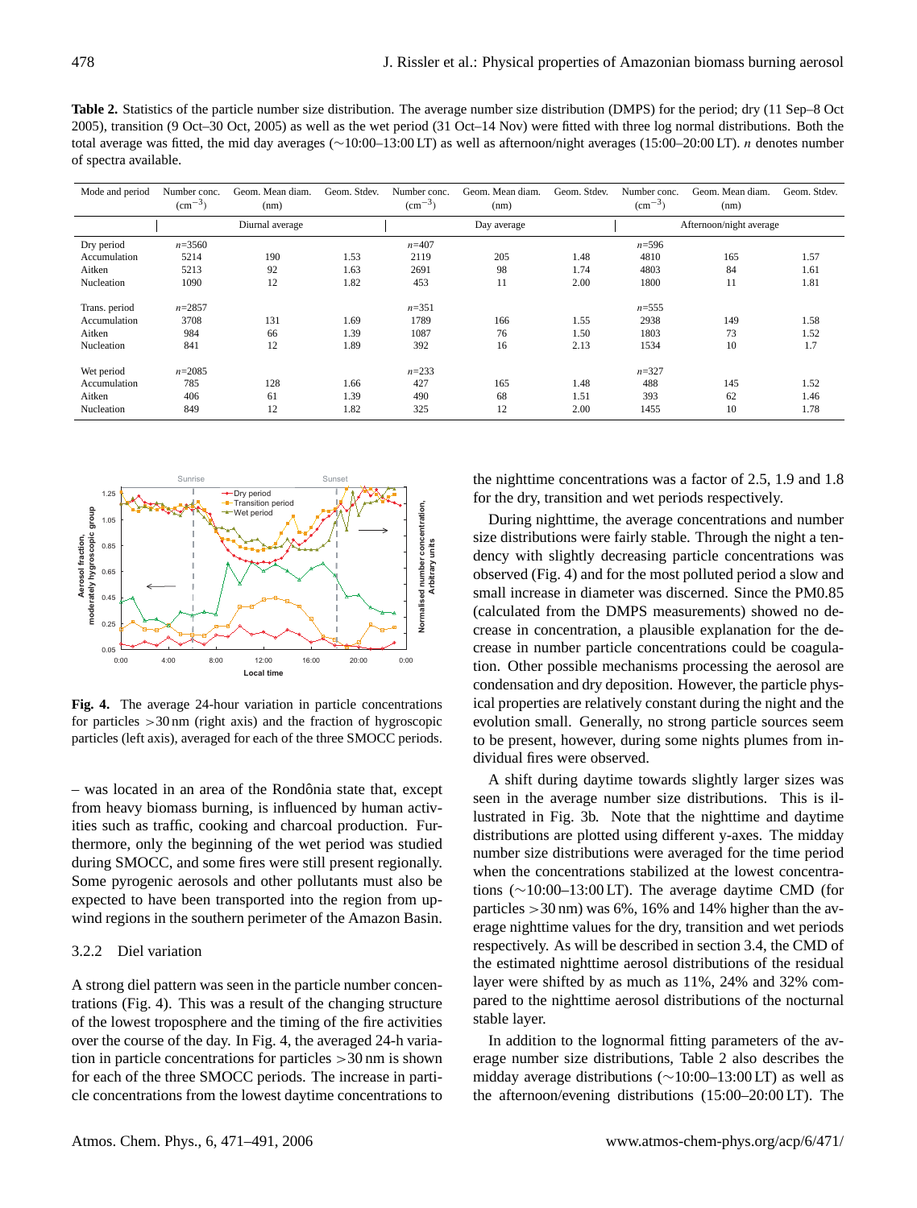**Table 2.** Statistics of the particle number size distribution. The average number size distribution (DMPS) for the period; dry (11 Sep–8 Oct 2005), transition (9 Oct–30 Oct, 2005) as well as the wet period (31 Oct–14 Nov) were fitted with three log normal distributions. Both the total average was fitted, the mid day averages (∼10:00–13:00 LT) as well as afternoon/night averages (15:00–20:00 LT). *n* denotes number of spectra available.

| Mode and period | Number conc. ($cm^{-3}$) | Geom. Mean diam. (nm) | Geom. Stdev. | Number conc. ($cm^{-3}$) | Geom. Mean diam. (nm) | Geom. Stdev. | Number conc. ($cm^{-3}$) | Geom. Mean diam. (nm) | Geom. Stdev. |
|---|---|---|---|---|---|---|---|---|---|
| | Diurnal average | | | Day average | | | Afternoon/night average | | |
| Dry period | *n*=3560 | | | *n*=407 | | | *n*=596 | | |
| Accumulation | 5214 | 190 | 1.53 | 2119 | 205 | 1.48 | 4810 | 165 | 1.57 |
| Aitken | 5213 | 92 | 1.63 | 2691 | 98 | 1.74 | 4803 | 84 | 1.61 |
| Nucleation | 1090 | 12 | 1.82 | 453 | 11 | 2.00 | 1800 | 11 | 1.81 |
| Trans. period | *n*=2857 | | | *n*=351 | | | *n*=555 | | |
| Accumulation | 3708 | 131 | 1.69 | 1789 | 166 | 1.55 | 2938 | 149 | 1.58 |
| Aitken | 984 | 66 | 1.39 | 1087 | 76 | 1.50 | 1803 | 73 | 1.52 |
| Nucleation | 841 | 12 | 1.89 | 392 | 16 | 2.13 | 1534 | 10 | 1.7 |
| Wet period | *n*=2085 | | | *n*=233 | | | *n*=327 | | |
| Accumulation | 785 | 128 | 1.66 | 427 | 165 | 1.48 | 488 | 145 | 1.52 |
| Aitken | 406 | 61 | 1.39 | 490 | 68 | 1.51 | 393 | 62 | 1.46 |
| Nucleation | 849 | 12 | 1.82 | 325 | 12 | 2.00 | 1455 | 10 | 1.78 |

**Fig. 4.** The average 24-hour variation in particle concentrations for particles >30 nm (right axis) and the fraction of hygroscopic particles (left axis), averaged for each of the three SMOCC periods.

– was located in an area of the Rondônia state that, except from heavy biomass burning, is influenced by human activities such as traffic, cooking and charcoal production. Furthermore, only the beginning of the wet period was studied during SMOCC, and some fires were still present regionally. Some pyrogenic aerosols and other pollutants must also be expected to have been transported into the region from upwind regions in the southern perimeter of the Amazon Basin.

### 3.2.2 Diel variation

A strong diel pattern was seen in the particle number concentrations (Fig. 4). This was a result of the changing structure of the lowest troposphere and the timing of the fire activities over the course of the day. In Fig. 4, the averaged 24-h variation in particle concentrations for particles >30 nm is shown for each of the three SMOCC periods. The increase in particle concentrations from the lowest daytime concentrations to the nighttime concentrations was a factor of 2.5, 1.9 and 1.8 for the dry, transition and wet periods respectively.

During nighttime, the average concentrations and number size distributions were fairly stable. Through the night a tendency with slightly decreasing particle concentrations was observed (Fig. 4) and for the most polluted period a slow and small increase in diameter was discerned. Since the PM0.85 (calculated from the DMPS measurements) showed no decrease in concentration, a plausible explanation for the decrease in number particle concentrations could be coagulation. Other possible mechanisms processing the aerosol are condensation and dry deposition. However, the particle physical properties are relatively constant during the night and the evolution small. Generally, no strong particle sources seem to be present, however, during some nights plumes from individual fires were observed.

A shift during daytime towards slightly larger sizes was seen in the average number size distributions. This is illustrated in Fig. 3b. Note that the nighttime and daytime distributions are plotted using different y-axes. The midday number size distributions were averaged for the time period when the concentrations stabilized at the lowest concentrations (∼10:00–13:00 LT). The average daytime CMD (for particles >30 nm) was 6%, 16% and 14% higher than the average nighttime values for the dry, transition and wet periods respectively. As will be described in section 3.4, the CMD of the estimated nighttime aerosol distributions of the residual layer were shifted by as much as 11%, 24% and 32% compared to the nighttime aerosol distributions of the nocturnal stable layer.

In addition to the lognormal fitting parameters of the average number size distributions, Table 2 also describes the midday average distributions (∼10:00–13:00 LT) as well as the afternoon/evening distributions (15:00–20:00 LT). The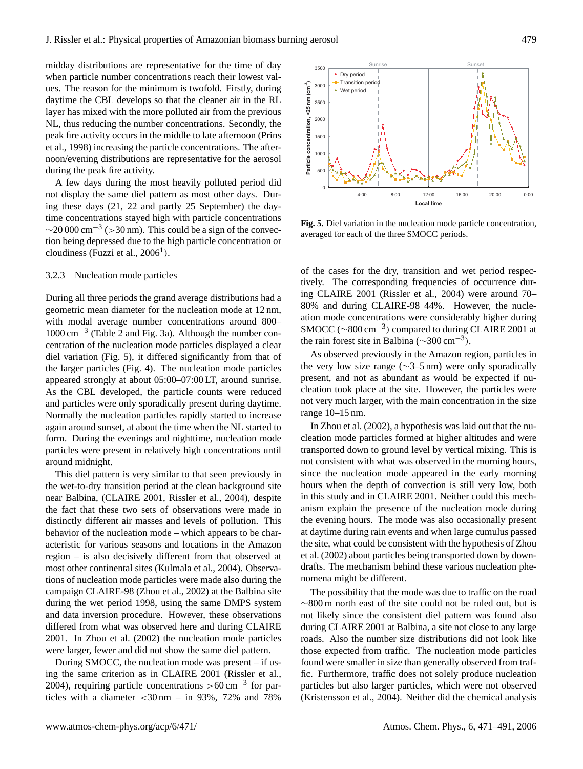midday distributions are representative for the time of day when particle number concentrations reach their lowest values. The reason for the minimum is twofold. Firstly, during daytime the CBL develops so that the cleaner air in the RL layer has mixed with the more polluted air from the previous NL, thus reducing the number concentrations. Secondly, the peak fire activity occurs in the middle to late afternoon (Prins et al., 1998) increasing the particle concentrations. The afternoon/evening distributions are representative for the aerosol during the peak fire activity.

A few days during the most heavily polluted period did not display the same diel pattern as most other days. During these days (21, 22 and partly 25 September) the daytime concentrations stayed high with particle concentrations $\sim$20 000 $cm^{-3}$ (>30 nm). This could be a sign of the convection being depressed due to the high particle concentration or cloudiness (Fuzzi et al., 2006[1]).

#### 3.2.3 Nucleation mode particles

During all three periods the grand average distributions had a geometric mean diameter for the nucleation mode at 12 nm, with modal average number concentrations around 800–1000 $cm^{-3}$ (Table 2 and Fig. 3a). Although the number concentration of the nucleation mode particles displayed a clear diel variation (Fig. 5), it differed significantly from that of the larger particles (Fig. 4). The nucleation mode particles appeared strongly at about 05:00–07:00 LT, around sunrise. As the CBL developed, the particle counts were reduced and particles were only sporadically present during daytime. Normally the nucleation particles rapidly started to increase again around sunset, at about the time when the NL started to form. During the evenings and nighttime, nucleation mode particles were present in relatively high concentrations until around midnight.

This diel pattern is very similar to that seen previously in the wet-to-dry transition period at the clean background site near Balbina, (CLAIRE 2001, Rissler et al., 2004), despite the fact that these two sets of observations were made in distinctly different air masses and levels of pollution. This behavior of the nucleation mode – which appears to be characteristic for various seasons and locations in the Amazon region – is also decisively different from that observed at most other continental sites (Kulmala et al., 2004). Observations of nucleation mode particles were made also during the campaign CLAIRE-98 (Zhou et al., 2002) at the Balbina site during the wet period 1998, using the same DMPS system and data inversion procedure. However, these observations differed from what was observed here and during CLAIRE 2001. In Zhou et al. (2002) the nucleation mode particles were larger, fewer and did not show the same diel pattern.

During SMOCC, the nucleation mode was present – if using the same criterion as in CLAIRE 2001 (Rissler et al., 2004), requiring particle concentrations >60 $cm^{-3}$ for particles with a diameter <30 nm – in 93%, 72% and 78% of the cases for the dry, transition and wet period respectively. The corresponding frequencies of occurrence during CLAIRE 2001 (Rissler et al., 2004) were around 70–80% and during CLAIRE-98 44%. However, the nucleation mode concentrations were considerably higher during SMOCC ($\sim$800 $cm^{-3}$) compared to during CLAIRE 2001 at the rain forest site in Balbina ($\sim$300 $cm^{-3}$).

**Fig. 5.** Diel variation in the nucleation mode particle concentration, averaged for each of the three SMOCC periods.

As observed previously in the Amazon region, particles in the very low size range ($\sim$3–5 nm) were only sporadically present, and not as abundant as would be expected if nucleation took place at the site. However, the particles were not very much larger, with the main concentration in the size range 10–15 nm.

In Zhou et al. (2002), a hypothesis was laid out that the nucleation mode particles formed at higher altitudes and were transported down to ground level by vertical mixing. This is not consistent with what was observed in the morning hours, since the nucleation mode appeared in the early morning hours when the depth of convection is still very low, both in this study and in CLAIRE 2001. Neither could this mechanism explain the presence of the nucleation mode during the evening hours. The mode was also occasionally present at daytime during rain events and when large cumulus passed the site, what could be consistent with the hypothesis of Zhou et al. (2002) about particles being transported down by downdrafts. The mechanism behind these various nucleation phenomena might be different.

The possibility that the mode was due to traffic on the road $\sim$800 m north east of the site could not be ruled out, but is not likely since the consistent diel pattern was found also during CLAIRE 2001 at Balbina, a site not close to any large roads. Also the number size distributions did not look like those expected from traffic. The nucleation mode particles found were smaller in size than generally observed from traffic. Furthermore, traffic does not solely produce nucleation particles but also larger particles, which were not observed (Kristensson et al., 2004). Neither did the chemical analysis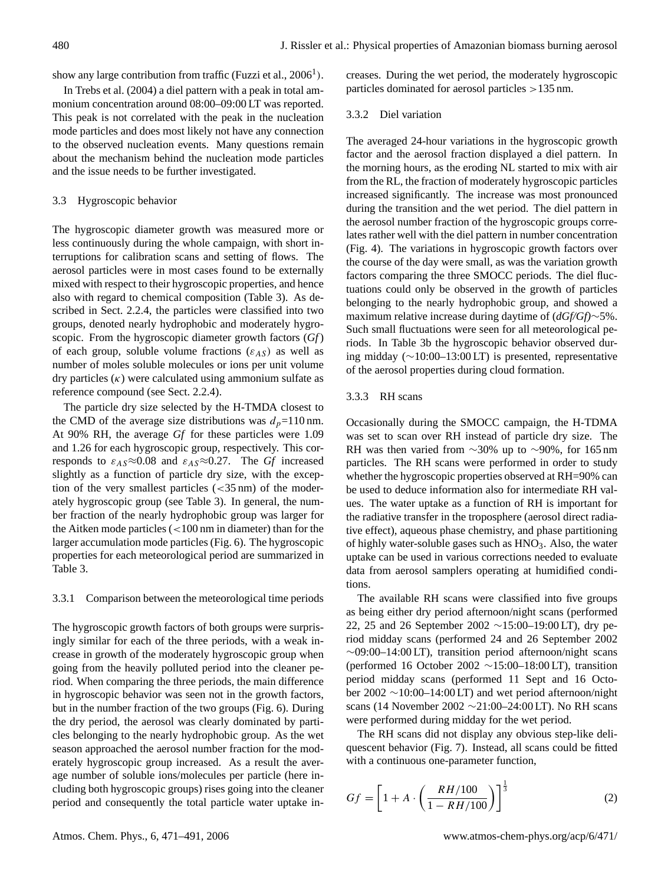show any large contribution from traffic (Fuzzi et al., 2006[1]).

In Trebs et al. (2004) a diel pattern with a peak in total ammonium concentration around 08:00–09:00 LT was reported. This peak is not correlated with the peak in the nucleation mode particles and does most likely not have any connection to the observed nucleation events. Many questions remain about the mechanism behind the nucleation mode particles and the issue needs to be further investigated.

## 3.3 Hygroscopic behavior

The hygroscopic diameter growth was measured more or less continuously during the whole campaign, with short interruptions for calibration scans and setting of flows. The aerosol particles were in most cases found to be externally mixed with respect to their hygroscopic properties, and hence also with regard to chemical composition (Table 3). As described in Sect. 2.2.4, the particles were classified into two groups, denoted nearly hydrophobic and moderately hygroscopic. From the hygroscopic diameter growth factors ($Gf$) of each group, soluble volume fractions ($\varepsilon_{AS}$) as well as number of moles soluble molecules or ions per unit volume dry particles ($\kappa$) were calculated using ammonium sulfate as reference compound (see Sect. 2.2.4).

The particle dry size selected by the H-TMDA closest to the CMD of the average size distributions was $d_p$=110 nm. At 90% RH, the average $Gf$ for these particles were 1.09 and 1.26 for each hygroscopic group, respectively. This corresponds to $\varepsilon_{AS}\approx0.08$ and $\varepsilon_{AS}\approx0.27$. The $Gf$ increased slightly as a function of particle dry size, with the exception of the very smallest particles (<35 nm) of the moderately hygroscopic group (see Table 3). In general, the number fraction of the nearly hydrophobic group was larger for the Aitken mode particles (<100 nm in diameter) than for the larger accumulation mode particles (Fig. 6). The hygroscopic properties for each meteorological period are summarized in Table 3.

### 3.3.1 Comparison between the meteorological time periods

The hygroscopic growth factors of both groups were surprisingly similar for each of the three periods, with a weak increase in growth of the moderately hygroscopic group when going from the heavily polluted period into the cleaner period. When comparing the three periods, the main difference in hygroscopic behavior was seen not in the growth factors, but in the number fraction of the two groups (Fig. 6). During the dry period, the aerosol was clearly dominated by particles belonging to the nearly hydrophobic group. As the wet season approached the aerosol number fraction for the moderately hygroscopic group increased. As a result the average number of soluble ions/molecules per particle (here including both hygroscopic groups) rises going into the cleaner period and consequently the total particle water uptake increases. During the wet period, the moderately hygroscopic particles dominated for aerosol particles >135 nm.

### 3.3.2 Diel variation

The averaged 24-hour variations in the hygroscopic growth factor and the aerosol fraction displayed a diel pattern. In the morning hours, as the eroding NL started to mix with air from the RL, the fraction of moderately hygroscopic particles increased significantly. The increase was most pronounced during the transition and the wet period. The diel pattern in the aerosol number fraction of the hygroscopic groups correlates rather well with the diel pattern in number concentration (Fig. 4). The variations in hygroscopic growth factors over the course of the day were small, as was the variation growth factors comparing the three SMOCC periods. The diel fluctuations could only be observed in the growth of particles belonging to the nearly hydrophobic group, and showed a maximum relative increase during daytime of ($dGf/Gf$)~5%. Such small fluctuations were seen for all meteorological periods. In Table 3b the hygroscopic behavior observed during midday (~10:00–13:00 LT) is presented, representative of the aerosol properties during cloud formation.

### 3.3.3 RH scans

Occasionally during the SMOCC campaign, the H-TDMA was set to scan over RH instead of particle dry size. The RH was then varied from ~30% up to ~90%, for 165 nm particles. The RH scans were performed in order to study whether the hygroscopic properties observed at RH=90% can be used to deduce information also for intermediate RH values. The water uptake as a function of RH is important for the radiative transfer in the troposphere (aerosol direct radiative effect), aqueous phase chemistry, and phase partitioning of highly water-soluble gases such as $HNO_3$. Also, the water uptake can be used in various corrections needed to evaluate data from aerosol samplers operating at humidified conditions.

The available RH scans were classified into five groups as being either dry period afternoon/night scans (performed 22, 25 and 26 September 2002 ~15:00–19:00 LT), dry period midday scans (performed 24 and 26 September 2002 ~09:00–14:00 LT), transition period afternoon/night scans (performed 16 October 2002 ~15:00–18:00 LT), transition period midday scans (performed 11 Sept and 16 October 2002 ~10:00–14:00 LT) and wet period afternoon/night scans (14 November 2002 ~21:00–24:00 LT). No RH scans were performed during midday for the wet period.

The RH scans did not display any obvious step-like deliquescent behavior (Fig. 7). Instead, all scans could be fitted with a continuous one-parameter function,

$$Gf = \left[1 + A \cdot \left(\frac{RH/100}{1 - RH/100}\right)\right]^{\frac{1}{3}} \tag{2}$$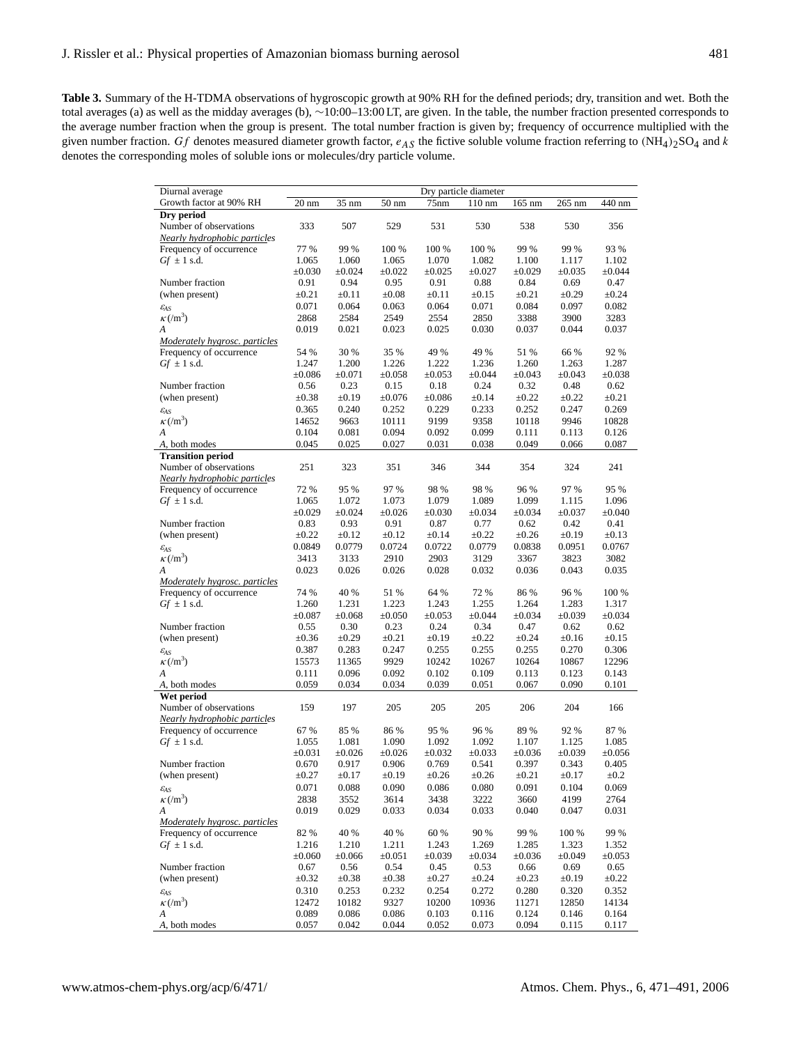**Table 3.** Summary of the H-TDMA observations of hygroscopic growth at 90% RH for the defined periods; dry, transition and wet. Both the total averages (a) as well as the midday averages (b), ∼10:00–13:00 LT, are given. In the table, the number fraction presented corresponds to the average number fraction when the group is present. The total number fraction is given by; frequency of occurrence multiplied with the given number fraction. $Gf$ denotes measured diameter growth factor, $e_{AS}$ the fictive soluble volume fraction referring to $(NH_4)_2SO_4$ and $k$ denotes the corresponding moles of soluble ions or molecules/dry particle volume.

| Diurnal average | Dry particle diameter | | | | | | | |
|---|---|---|---|---|---|---|---|---|
| Growth factor at 90% RH | 20 nm | 35 nm | 50 nm | 75nm | 110 nm | 165 nm | 265 nm | 440 nm |
| **Dry period** | | | | | | | | |
| Number of observations | 333 | 507 | 529 | 531 | 530 | 538 | 530 | 356 |
| *Nearly hydrophobic particles* | | | | | | | | |
| Frequency of occurrence | 77 % | 99 % | 100 % | 100 % | 100 % | 99 % | 99 % | 93 % |
| $Gf$ ± 1 s.d. | 1.065 | 1.060 | 1.065 | 1.070 | 1.082 | 1.100 | 1.117 | 1.102 |
| | ±0.030 | ±0.024 | ±0.022 | ±0.025 | ±0.027 | ±0.029 | ±0.035 | ±0.044 |
| Number fraction | 0.91 | 0.94 | 0.95 | 0.91 | 0.88 | 0.84 | 0.69 | 0.47 |
| (when present) | ±0.21 | ±0.11 | ±0.08 | ±0.11 | ±0.15 | ±0.21 | ±0.29 | ±0.24 |
| $\varepsilon_{AS}$ | 0.071 | 0.064 | 0.063 | 0.064 | 0.071 | 0.084 | 0.097 | 0.082 |
| $\kappa$ (/m$^3$) | 2868 | 2584 | 2549 | 2554 | 2850 | 3388 | 3900 | 3283 |
| $A$ | 0.019 | 0.021 | 0.023 | 0.025 | 0.030 | 0.037 | 0.044 | 0.037 |
| *Moderately hygrosc. particles* | | | | | | | | |
| Frequency of occurrence | 54 % | 30 % | 35 % | 49 % | 49 % | 51 % | 66 % | 92 % |
| $Gf$ ± 1 s.d. | 1.247 | 1.200 | 1.226 | 1.222 | 1.236 | 1.260 | 1.263 | 1.287 |
| | ±0.086 | ±0.071 | ±0.058 | ±0.053 | ±0.044 | ±0.043 | ±0.043 | ±0.038 |
| Number fraction | 0.56 | 0.23 | 0.15 | 0.18 | 0.24 | 0.32 | 0.48 | 0.62 |
| (when present) | ±0.38 | ±0.19 | ±0.076 | ±0.086 | ±0.14 | ±0.22 | ±0.22 | ±0.21 |
| $\varepsilon_{AS}$ | 0.365 | 0.240 | 0.252 | 0.229 | 0.233 | 0.252 | 0.247 | 0.269 |
| $\kappa$ (/m$^3$) | 14652 | 9663 | 10111 | 9199 | 9358 | 10118 | 9946 | 10828 |
| $A$ | 0.104 | 0.081 | 0.094 | 0.092 | 0.099 | 0.111 | 0.113 | 0.126 |
| $A$, both modes | 0.045 | 0.025 | 0.027 | 0.031 | 0.038 | 0.049 | 0.066 | 0.087 |
| **Transition period** | | | | | | | | |
| Number of observations | 251 | 323 | 351 | 346 | 344 | 354 | 324 | 241 |
| *Nearly hydrophobic particles* | | | | | | | | |
| Frequency of occurrence | 72 % | 95 % | 97 % | 98 % | 98 % | 96 % | 97 % | 95 % |
| $Gf$ ± 1 s.d. | 1.065 | 1.072 | 1.073 | 1.079 | 1.089 | 1.099 | 1.115 | 1.096 |
| | ±0.029 | ±0.024 | ±0.026 | ±0.030 | ±0.034 | ±0.034 | ±0.037 | ±0.040 |
| Number fraction | 0.83 | 0.93 | 0.91 | 0.87 | 0.77 | 0.62 | 0.42 | 0.41 |
| (when present) | ±0.22 | ±0.12 | ±0.12 | ±0.14 | ±0.22 | ±0.26 | ±0.19 | ±0.13 |
| $\varepsilon_{AS}$ | 0.0849 | 0.0779 | 0.0724 | 0.0722 | 0.0779 | 0.0838 | 0.0951 | 0.0767 |
| $\kappa$ (/m$^3$) | 3413 | 3133 | 2910 | 2903 | 3129 | 3367 | 3823 | 3082 |
| $A$ | 0.023 | 0.026 | 0.026 | 0.028 | 0.032 | 0.036 | 0.043 | 0.035 |
| *Moderately hygrosc. particles* | | | | | | | | |
| Frequency of occurrence | 74 % | 40 % | 51 % | 64 % | 72 % | 86 % | 96 % | 100 % |
| $Gf$ ± 1 s.d. | 1.260 | 1.231 | 1.223 | 1.243 | 1.255 | 1.264 | 1.283 | 1.317 |
| | ±0.087 | ±0.068 | ±0.050 | ±0.053 | ±0.044 | ±0.034 | ±0.039 | ±0.034 |
| Number fraction | 0.55 | 0.30 | 0.23 | 0.24 | 0.34 | 0.47 | 0.62 | 0.62 |
| (when present) | ±0.36 | ±0.29 | ±0.21 | ±0.19 | ±0.22 | ±0.24 | ±0.16 | ±0.15 |
| $\varepsilon_{AS}$ | 0.387 | 0.283 | 0.247 | 0.255 | 0.255 | 0.255 | 0.270 | 0.306 |
| $\kappa$ (/m$^3$) | 15573 | 11365 | 9929 | 10242 | 10267 | 10264 | 10867 | 12296 |
| $A$ | 0.111 | 0.096 | 0.092 | 0.102 | 0.109 | 0.113 | 0.123 | 0.143 |
| $A$, both modes | 0.059 | 0.034 | 0.034 | 0.039 | 0.051 | 0.067 | 0.090 | 0.101 |
| **Wet period** | | | | | | | | |
| Number of observations | 159 | 197 | 205 | 205 | 205 | 206 | 204 | 166 |
| *Nearly hydrophobic particles* | | | | | | | | |
| Frequency of occurrence | 67 % | 85 % | 86 % | 95 % | 96 % | 89 % | 92 % | 87 % |
| $Gf$ ± 1 s.d. | 1.055 | 1.081 | 1.090 | 1.092 | 1.092 | 1.107 | 1.125 | 1.085 |
| | ±0.031 | ±0.026 | ±0.026 | ±0.032 | ±0.033 | ±0.036 | ±0.039 | ±0.056 |
| Number fraction | 0.670 | 0.917 | 0.906 | 0.769 | 0.541 | 0.397 | 0.343 | 0.405 |
| (when present) | ±0.27 | ±0.17 | ±0.19 | ±0.26 | ±0.26 | ±0.21 | ±0.17 | ±0.2 |
| $\varepsilon_{AS}$ | 0.071 | 0.088 | 0.090 | 0.086 | 0.080 | 0.091 | 0.104 | 0.069 |
| $\kappa$ (/m$^3$) | 2838 | 3552 | 3614 | 3438 | 3222 | 3660 | 4199 | 2764 |
| $A$ | 0.019 | 0.029 | 0.033 | 0.034 | 0.033 | 0.040 | 0.047 | 0.031 |
| *Moderately hygrosc. particles* | | | | | | | | |
| Frequency of occurrence | 82 % | 40 % | 40 % | 60 % | 90 % | 99 % | 100 % | 99 % |
| $Gf$ ± 1 s.d. | 1.216 | 1.210 | 1.211 | 1.243 | 1.269 | 1.285 | 1.323 | 1.352 |
| | ±0.060 | ±0.066 | ±0.051 | ±0.039 | ±0.034 | ±0.036 | ±0.049 | ±0.053 |
| Number fraction | 0.67 | 0.56 | 0.54 | 0.45 | 0.53 | 0.66 | 0.69 | 0.65 |
| (when present) | ±0.32 | ±0.38 | ±0.38 | ±0.27 | ±0.24 | ±0.23 | ±0.19 | ±0.22 |
| $\varepsilon_{AS}$ | 0.310 | 0.253 | 0.232 | 0.254 | 0.272 | 0.280 | 0.320 | 0.352 |
| $\kappa$ (/m$^3$) | 12472 | 10182 | 9327 | 10200 | 10936 | 11271 | 12850 | 14134 |
| $A$ | 0.089 | 0.086 | 0.086 | 0.103 | 0.116 | 0.124 | 0.146 | 0.164 |
| $A$, both modes | 0.057 | 0.042 | 0.044 | 0.052 | 0.073 | 0.094 | 0.115 | 0.117 |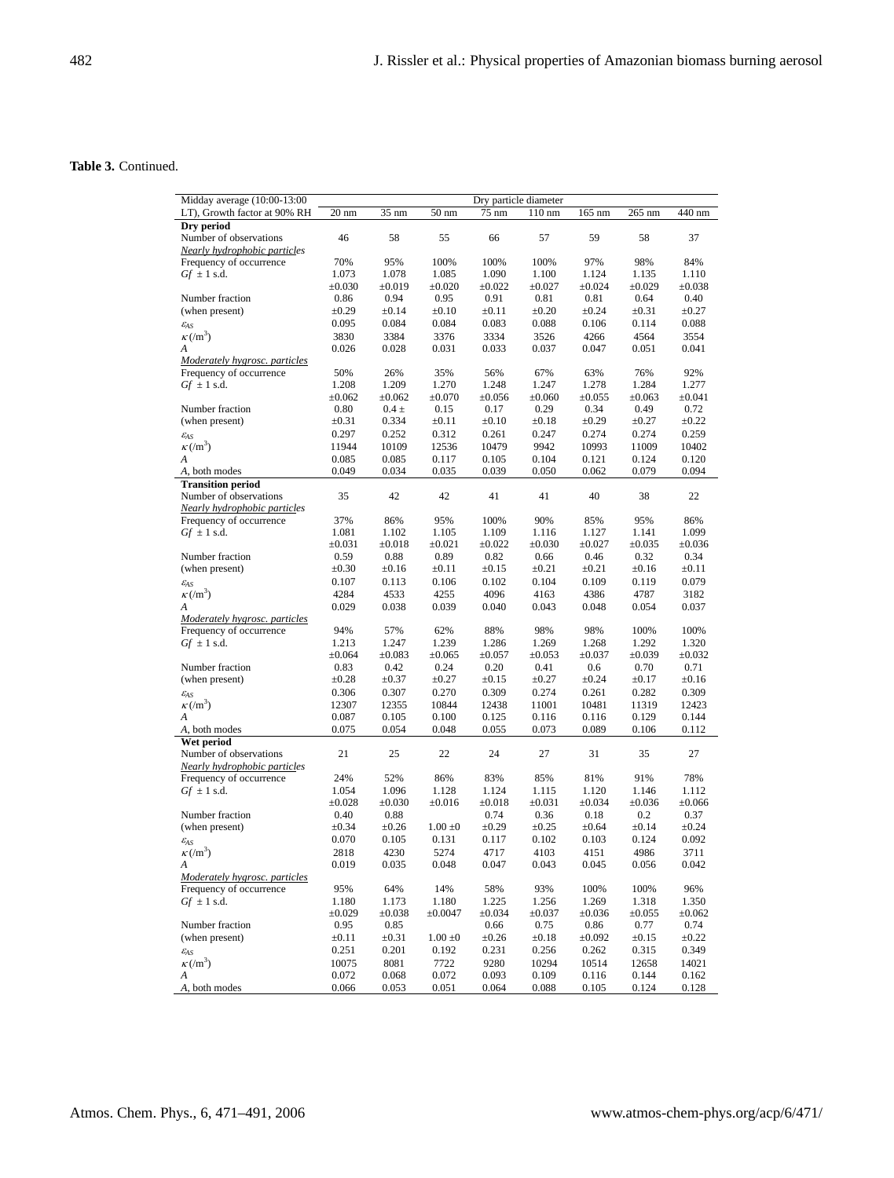**Table 3.** Continued.

| Midday average (10:00-13:00 LT), Growth factor at 90% RH | Dry particle diameter | | | | | | | |
|---|---|---|---|---|---|---|---|---|
| | 20 nm | 35 nm | 50 nm | 75 nm | 110 nm | 165 nm | 265 nm | 440 nm |
| **Dry period** | | | | | | | | |
| Number of observations | 46 | 58 | 55 | 66 | 57 | 59 | 58 | 37 |
| *Nearly hydrophobic particles* | | | | | | | | |
| Frequency of occurrence | 70% | 95% | 100% | 100% | 100% | 97% | 98% | 84% |
| $Gf$ ± 1 s.d. | 1.073 ±0.030 | 1.078 ±0.019 | 1.085 ±0.020 | 1.090 ±0.022 | 1.100 ±0.027 | 1.124 ±0.024 | 1.135 ±0.029 | 1.110 ±0.038 |
| Number fraction (when present) | 0.86 ±0.29 | 0.94 ±0.14 | 0.95 ±0.10 | 0.91 ±0.11 | 0.81 ±0.20 | 0.81 ±0.24 | 0.64 ±0.31 | 0.40 ±0.27 |
| $\varepsilon_{AS}$ | 0.095 | 0.084 | 0.084 | 0.083 | 0.088 | 0.106 | 0.114 | 0.088 |
| $\kappa$ (/m$^3$) | 3830 | 3384 | 3376 | 3334 | 3526 | 4266 | 4564 | 3554 |
| $A$ | 0.026 | 0.028 | 0.031 | 0.033 | 0.037 | 0.047 | 0.051 | 0.041 |
| *Moderately hygrosc. particles* | | | | | | | | |
| Frequency of occurrence | 50% | 26% | 35% | 56% | 67% | 63% | 76% | 92% |
| $Gf$ ± 1 s.d. | 1.208 ±0.062 | 1.209 ±0.062 | 1.270 ±0.070 | 1.248 ±0.056 | 1.247 ±0.060 | 1.278 ±0.055 | 1.284 ±0.063 | 1.277 ±0.041 |
| Number fraction (when present) | 0.80 ±0.31 | 0.4 ± ±0.334 | 0.15 ±0.11 | 0.17 ±0.10 | 0.29 ±0.18 | 0.34 ±0.29 | 0.49 ±0.27 | 0.72 ±0.22 |
| $\varepsilon_{AS}$ | 0.297 | 0.252 | 0.312 | 0.261 | 0.247 | 0.274 | 0.274 | 0.259 |
| $\kappa$ (/m$^3$) | 11944 | 10109 | 12536 | 10479 | 9942 | 10993 | 11009 | 10402 |
| $A$ | 0.085 | 0.085 | 0.117 | 0.105 | 0.104 | 0.121 | 0.124 | 0.120 |
| $A$, both modes | 0.049 | 0.034 | 0.035 | 0.039 | 0.050 | 0.062 | 0.079 | 0.094 |
| **Transition period** | | | | | | | | |
| Number of observations | 35 | 42 | 42 | 41 | 41 | 40 | 38 | 22 |
| *Nearly hydrophobic particles* | | | | | | | | |
| Frequency of occurrence | 37% | 86% | 95% | 100% | 90% | 85% | 95% | 86% |
| $Gf$ ± 1 s.d. | 1.081 ±0.031 | 1.102 ±0.018 | 1.105 ±0.021 | 1.109 ±0.022 | 1.116 ±0.030 | 1.127 ±0.027 | 1.141 ±0.035 | 1.099 ±0.036 |
| Number fraction (when present) | 0.59 ±0.30 | 0.88 ±0.16 | 0.89 ±0.11 | 0.82 ±0.15 | 0.66 ±0.21 | 0.46 ±0.21 | 0.32 ±0.16 | 0.34 ±0.11 |
| $\varepsilon_{AS}$ | 0.107 | 0.113 | 0.106 | 0.102 | 0.104 | 0.109 | 0.119 | 0.079 |
| $\kappa$ (/m$^3$) | 4284 | 4533 | 4255 | 4096 | 4163 | 4386 | 4787 | 3182 |
| $A$ | 0.029 | 0.038 | 0.039 | 0.040 | 0.043 | 0.048 | 0.054 | 0.037 |
| *Moderately hygrosc. particles* | | | | | | | | |
| Frequency of occurrence | 94% | 57% | 62% | 88% | 98% | 98% | 100% | 100% |
| $Gf$ ± 1 s.d. | 1.213 ±0.064 | 1.247 ±0.083 | 1.239 ±0.065 | 1.286 ±0.057 | 1.269 ±0.053 | 1.268 ±0.037 | 1.292 ±0.039 | 1.320 ±0.032 |
| Number fraction (when present) | 0.83 ±0.28 | 0.42 ±0.37 | 0.24 ±0.27 | 0.20 ±0.15 | 0.41 ±0.27 | 0.6 ±0.24 | 0.70 ±0.17 | 0.71 ±0.16 |
| $\varepsilon_{AS}$ | 0.306 | 0.307 | 0.270 | 0.309 | 0.274 | 0.261 | 0.282 | 0.309 |
| $\kappa$ (/m$^3$) | 12307 | 12355 | 10844 | 12438 | 11001 | 10481 | 11319 | 12423 |
| $A$ | 0.087 | 0.105 | 0.100 | 0.125 | 0.116 | 0.116 | 0.129 | 0.144 |
| $A$, both modes | 0.075 | 0.054 | 0.048 | 0.055 | 0.073 | 0.089 | 0.106 | 0.112 |
| **Wet period** | | | | | | | | |
| Number of observations | 21 | 25 | 22 | 24 | 27 | 31 | 35 | 27 |
| *Nearly hydrophobic particles* | | | | | | | | |
| Frequency of occurrence | 24% | 52% | 86% | 83% | 85% | 81% | 91% | 78% |
| $Gf$ ± 1 s.d. | 1.054 ±0.028 | 1.096 ±0.030 | 1.128 ±0.016 | 1.124 ±0.018 | 1.115 ±0.031 | 1.120 ±0.034 | 1.146 ±0.036 | 1.112 ±0.066 |
| Number fraction (when present) | 0.40 ±0.34 | 0.88 ±0.26 | 1.00 ±0 | 0.74 ±0.29 | 0.36 ±0.25 | 0.18 ±0.64 | 0.2 ±0.14 | 0.37 ±0.24 |
| $\varepsilon_{AS}$ | 0.070 | 0.105 | 0.131 | 0.117 | 0.102 | 0.103 | 0.124 | 0.092 |
| $\kappa$ (/m$^3$) | 2818 | 4230 | 5274 | 4717 | 4103 | 4151 | 4986 | 3711 |
| $A$ | 0.019 | 0.035 | 0.048 | 0.047 | 0.043 | 0.045 | 0.056 | 0.042 |
| *Moderately hygrosc. particles* | | | | | | | | |
| Frequency of occurrence | 95% | 64% | 14% | 58% | 93% | 100% | 100% | 96% |
| $Gf$ ± 1 s.d. | 1.180 ±0.029 | 1.173 ±0.038 | 1.180 ±0.0047 | 1.225 ±0.034 | 1.256 ±0.037 | 1.269 ±0.036 | 1.318 ±0.055 | 1.350 ±0.062 |
| Number fraction (when present) | 0.95 ±0.11 | 0.85 ±0.31 | 1.00 ±0 | 0.66 ±0.26 | 0.75 ±0.18 | 0.86 ±0.092 | 0.77 ±0.15 | 0.74 ±0.22 |
| $\varepsilon_{AS}$ | 0.251 | 0.201 | 0.192 | 0.231 | 0.256 | 0.262 | 0.315 | 0.349 |
| $\kappa$ (/m$^3$) | 10075 | 8081 | 7722 | 9280 | 10294 | 10514 | 12658 | 14021 |
| $A$ | 0.072 | 0.068 | 0.072 | 0.093 | 0.109 | 0.116 | 0.144 | 0.162 |
| $A$, both modes | 0.066 | 0.053 | 0.051 | 0.064 | 0.088 | 0.105 | 0.124 | 0.128 |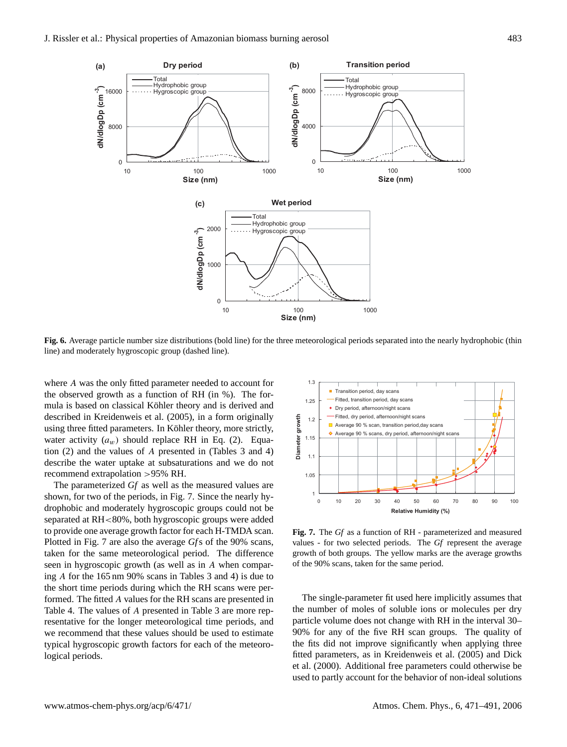**Fig. 6.** Average particle number size distributions (bold line) for the three meteorological periods separated into the nearly hydrophobic (thin line) and moderately hygroscopic group (dashed line).

where $A$ was the only fitted parameter needed to account for the observed growth as a function of RH (in %). The formula is based on classical Köhler theory and is derived and described in Kreidenweis et al. (2005), in a form originally using three fitted parameters. In Köhler theory, more strictly, water activity ($a_w$) should replace RH in Eq. (2). Equation (2) and the values of $A$ presented in (Tables 3 and 4) describe the water uptake at subsaturations and we do not recommend extrapolation >95% RH.

The parameterized $Gf$ as well as the measured values are shown, for two of the periods, in Fig. 7. Since the nearly hydrophobic and moderately hygroscopic groups could not be separated at RH<80%, both hygroscopic groups were added to provide one average growth factor for each H-TMDA scan. Plotted in Fig. 7 are also the average $Gf$s of the 90% scans, taken for the same meteorological period. The difference seen in hygroscopic growth (as well as in $A$ when comparing $A$ for the 165 nm 90% scans in Tables 3 and 4) is due to the short time periods during which the RH scans were performed. The fitted $A$ values for the RH scans are presented in Table 4. The values of $A$ presented in Table 3 are more representative for the longer meteorological time periods, and we recommend that these values should be used to estimate typical hygroscopic growth factors for each of the meteorological periods.

**Fig. 7.** The $Gf$ as a function of RH - parameterized and measured values - for two selected periods. The $Gf$ represent the average growth of both groups. The yellow marks are the average growths of the 90% scans, taken for the same period.

The single-parameter fit used here implicitly assumes that the number of moles of soluble ions or molecules per dry particle volume does not change with RH in the interval 30–90% for any of the five RH scan groups. The quality of the fits did not improve significantly when applying three fitted parameters, as in Kreidenweis et al. (2005) and Dick et al. (2000). Additional free parameters could otherwise be used to partly account for the behavior of non-ideal solutions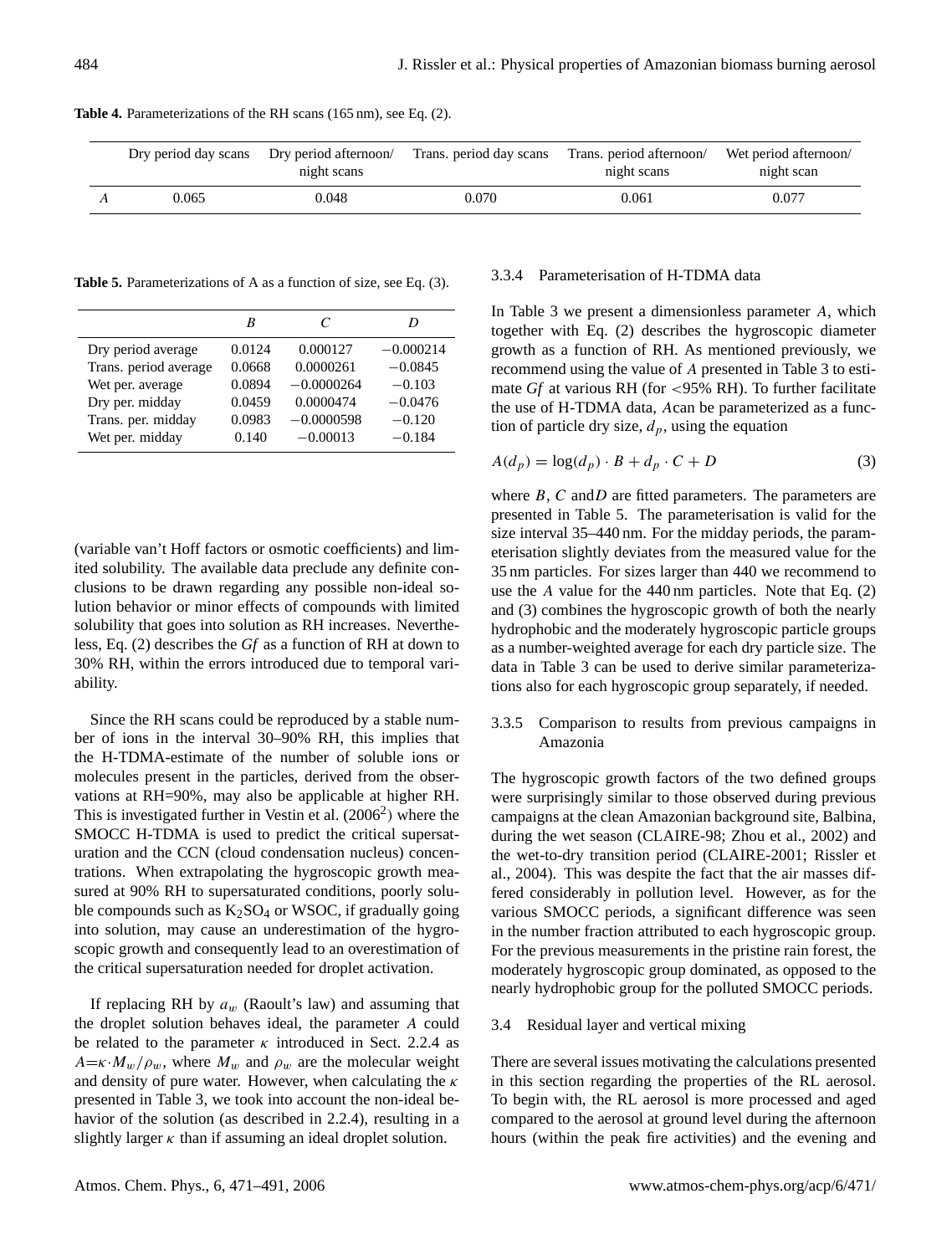**Table 4.** Parameterizations of the RH scans (165 nm), see Eq. (2).

| | Dry period day scans | Dry period afternoon/ night scans | Trans. period day scans | Trans. period afternoon/ night scans | Wet period afternoon/ night scan |
|---|---|---|---|---|---|
| $A$ | 0.065 | 0.048 | 0.070 | 0.061 | 0.077 |

**Table 5.** Parameterizations of A as a function of size, see Eq. (3).

| | $B$ | $C$ | $D$ |
|---|---|---|---|
| Dry period average | 0.0124 | 0.000127 | −0.000214 |
| Trans. period average | 0.0668 | 0.0000261 | −0.0845 |
| Wet per. average | 0.0894 | −0.0000264 | −0.103 |
| Dry per. midday | 0.0459 | 0.0000474 | −0.0476 |
| Trans. per. midday | 0.0983 | −0.0000598 | −0.120 |
| Wet per. midday | 0.140 | −0.00013 | −0.184 |

(variable van't Hoff factors or osmotic coefficients) and limited solubility. The available data preclude any definite conclusions to be drawn regarding any possible non-ideal solution behavior or minor effects of compounds with limited solubility that goes into solution as RH increases. Nevertheless, Eq. (2) describes the $Gf$ as a function of RH at down to 30% RH, within the errors introduced due to temporal variability.

Since the RH scans could be reproduced by a stable number of ions in the interval 30–90% RH, this implies that the H-TDMA-estimate of the number of soluble ions or molecules present in the particles, derived from the observations at RH=90%, may also be applicable at higher RH. This is investigated further in Vestin et al. (2006[2]) where the SMOCC H-TDMA is used to predict the critical supersaturation and the CCN (cloud condensation nucleus) concentrations. When extrapolating the hygroscopic growth measured at 90% RH to supersaturated conditions, poorly soluble compounds such as $K_2SO_4$ or WSOC, if gradually going into solution, may cause an underestimation of the hygroscopic growth and consequently lead to an overestimation of the critical supersaturation needed for droplet activation.

If replacing RH by $a_w$ (Raoult's law) and assuming that the droplet solution behaves ideal, the parameter $A$ could be related to the parameter $\kappa$ introduced in Sect. 2.2.4 as $A=\kappa \cdot M_w/\rho_w$, where $M_w$ and $\rho_w$ are the molecular weight and density of pure water. However, when calculating the $\kappa$ presented in Table 3, we took into account the non-ideal behavior of the solution (as described in 2.2.4), resulting in a slightly larger $\kappa$ than if assuming an ideal droplet solution.

#### 3.3.4 Parameterisation of H-TDMA data

In Table 3 we present a dimensionless parameter $A$, which together with Eq. (2) describes the hygroscopic diameter growth as a function of RH. As mentioned previously, we recommend using the value of $A$ presented in Table 3 to estimate $Gf$ at various RH (for <95% RH). To further facilitate the use of H-TDMA data, $A$can be parameterized as a function of particle dry size, $d_p$, using the equation

$$A(d_p) = \log(d_p) \cdot B + d_p \cdot C + D \tag{3}$$

where $B$, $C$ and$D$ are fitted parameters. The parameters are presented in Table 5. The parameterisation is valid for the size interval 35–440 nm. For the midday periods, the parameterisation slightly deviates from the measured value for the 35 nm particles. For sizes larger than 440 we recommend to use the $A$ value for the 440 nm particles. Note that Eq. (2) and (3) combines the hygroscopic growth of both the nearly hydrophobic and the moderately hygroscopic particle groups as a number-weighted average for each dry particle size. The data in Table 3 can be used to derive similar parameterizations also for each hygroscopic group separately, if needed.

#### 3.3.5 Comparison to results from previous campaigns in Amazonia

The hygroscopic growth factors of the two defined groups were surprisingly similar to those observed during previous campaigns at the clean Amazonian background site, Balbina, during the wet season (CLAIRE-98; Zhou et al., 2002) and the wet-to-dry transition period (CLAIRE-2001; Rissler et al., 2004). This was despite the fact that the air masses differed considerably in pollution level. However, as for the various SMOCC periods, a significant difference was seen in the number fraction attributed to each hygroscopic group. For the previous measurements in the pristine rain forest, the moderately hygroscopic group dominated, as opposed to the nearly hydrophobic group for the polluted SMOCC periods.

### 3.4 Residual layer and vertical mixing

There are several issues motivating the calculations presented in this section regarding the properties of the RL aerosol. To begin with, the RL aerosol is more processed and aged compared to the aerosol at ground level during the afternoon hours (within the peak fire activities) and the evening and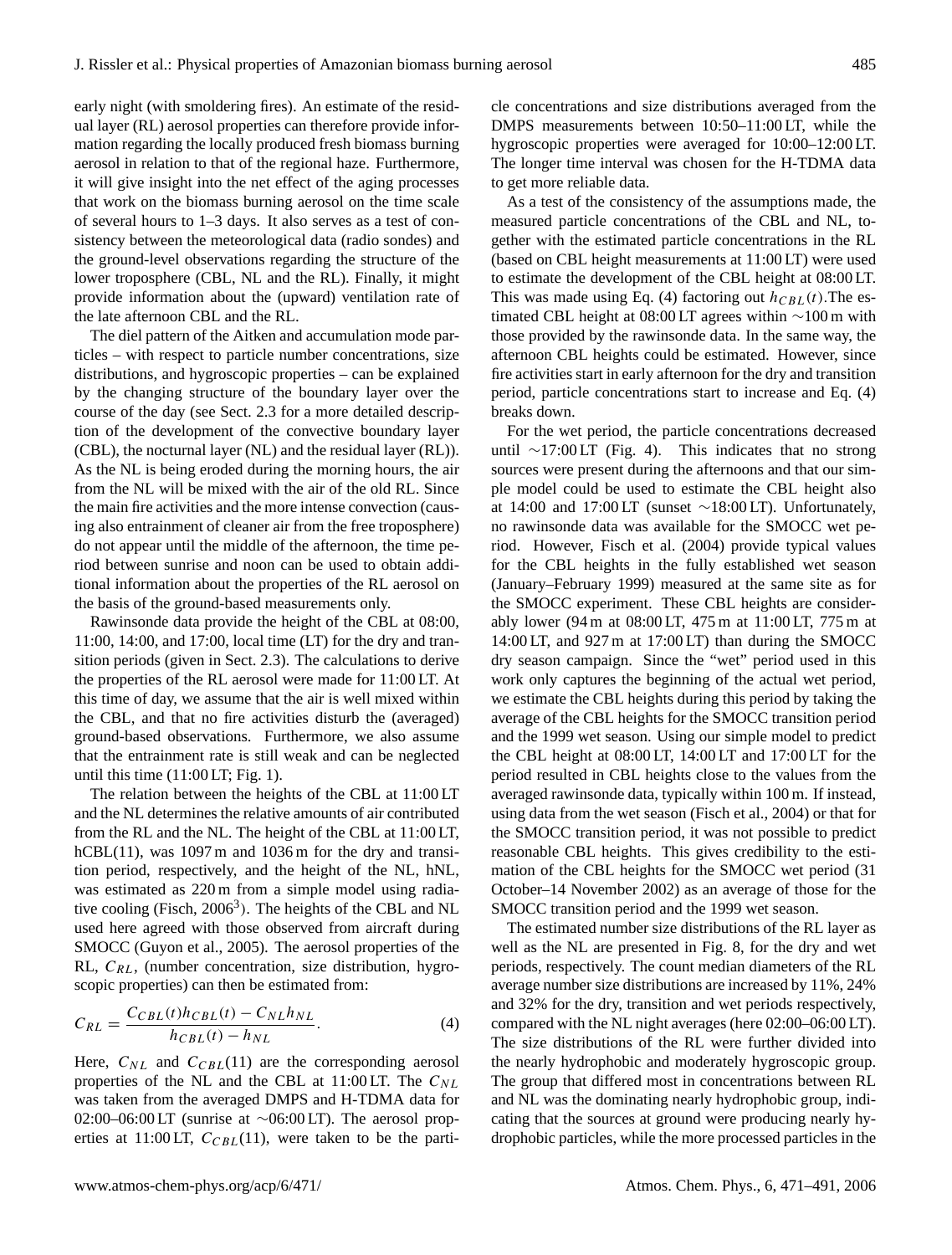early night (with smoldering fires). An estimate of the residual layer (RL) aerosol properties can therefore provide information regarding the locally produced fresh biomass burning aerosol in relation to that of the regional haze. Furthermore, it will give insight into the net effect of the aging processes that work on the biomass burning aerosol on the time scale of several hours to 1–3 days. It also serves as a test of consistency between the meteorological data (radio sondes) and the ground-level observations regarding the structure of the lower troposphere (CBL, NL and the RL). Finally, it might provide information about the (upward) ventilation rate of the late afternoon CBL and the RL.

The diel pattern of the Aitken and accumulation mode particles – with respect to particle number concentrations, size distributions, and hygroscopic properties – can be explained by the changing structure of the boundary layer over the course of the day (see Sect. 2.3 for a more detailed description of the development of the convective boundary layer (CBL), the nocturnal layer (NL) and the residual layer (RL)). As the NL is being eroded during the morning hours, the air from the NL will be mixed with the air of the old RL. Since the main fire activities and the more intense convection (causing also entrainment of cleaner air from the free troposphere) do not appear until the middle of the afternoon, the time period between sunrise and noon can be used to obtain additional information about the properties of the RL aerosol on the basis of the ground-based measurements only.

Rawinsonde data provide the height of the CBL at 08:00, 11:00, 14:00, and 17:00, local time (LT) for the dry and transition periods (given in Sect. 2.3). The calculations to derive the properties of the RL aerosol were made for 11:00 LT. At this time of day, we assume that the air is well mixed within the CBL, and that no fire activities disturb the (averaged) ground-based observations. Furthermore, we also assume that the entrainment rate is still weak and can be neglected until this time (11:00 LT; Fig. 1).

The relation between the heights of the CBL at 11:00 LT and the NL determines the relative amounts of air contributed from the RL and the NL. The height of the CBL at 11:00 LT, hCBL(11), was 1097 m and 1036 m for the dry and transition period, respectively, and the height of the NL, hNL, was estimated as 220 m from a simple model using radiative cooling (Fisch, 2006[3]). The heights of the CBL and NL used here agreed with those observed from aircraft during SMOCC (Guyon et al., 2005). The aerosol properties of the RL, $C_{RL}$, (number concentration, size distribution, hygroscopic properties) can then be estimated from:

$$C_{RL} = \frac{C_{CBL}(t)h_{CBL}(t) - C_{NL}h_{NL}}{h_{CBL}(t) - h_{NL}}. \quad (4)$$

Here, $C_{NL}$ and $C_{CBL}(11)$ are the corresponding aerosol properties of the NL and the CBL at 11:00 LT. The $C_{NL}$ was taken from the averaged DMPS and H-TDMA data for 02:00–06:00 LT (sunrise at ~06:00 LT). The aerosol properties at 11:00 LT, $C_{CBL}(11)$, were taken to be the particle concentrations and size distributions averaged from the DMPS measurements between 10:50–11:00 LT, while the hygroscopic properties were averaged for 10:00–12:00 LT. The longer time interval was chosen for the H-TDMA data to get more reliable data.

As a test of the consistency of the assumptions made, the measured particle concentrations of the CBL and NL, together with the estimated particle concentrations in the RL (based on CBL height measurements at 11:00 LT) were used to estimate the development of the CBL height at 08:00 LT. This was made using Eq. (4) factoring out $h_{CBL}(t)$.The estimated CBL height at 08:00 LT agrees within ~100 m with those provided by the rawinsonde data. In the same way, the afternoon CBL heights could be estimated. However, since fire activities start in early afternoon for the dry and transition period, particle concentrations start to increase and Eq. (4) breaks down.

For the wet period, the particle concentrations decreased until ~17:00 LT (Fig. 4). This indicates that no strong sources were present during the afternoons and that our simple model could be used to estimate the CBL height also at 14:00 and 17:00 LT (sunset ~18:00 LT). Unfortunately, no rawinsonde data was available for the SMOCC wet period. However, Fisch et al. (2004) provide typical values for the CBL heights in the fully established wet season (January–February 1999) measured at the same site as for the SMOCC experiment. These CBL heights are considerably lower (94 m at 08:00 LT, 475 m at 11:00 LT, 775 m at 14:00 LT, and 927 m at 17:00 LT) than during the SMOCC dry season campaign. Since the "wet" period used in this work only captures the beginning of the actual wet period, we estimate the CBL heights during this period by taking the average of the CBL heights for the SMOCC transition period and the 1999 wet season. Using our simple model to predict the CBL height at 08:00 LT, 14:00 LT and 17:00 LT for the period resulted in CBL heights close to the values from the averaged rawinsonde data, typically within 100 m. If instead, using data from the wet season (Fisch et al., 2004) or that for the SMOCC transition period, it was not possible to predict reasonable CBL heights. This gives credibility to the estimation of the CBL heights for the SMOCC wet period (31 October–14 November 2002) as an average of those for the SMOCC transition period and the 1999 wet season.

The estimated number size distributions of the RL layer as well as the NL are presented in Fig. 8, for the dry and wet periods, respectively. The count median diameters of the RL average number size distributions are increased by 11%, 24% and 32% for the dry, transition and wet periods respectively, compared with the NL night averages (here 02:00–06:00 LT). The size distributions of the RL were further divided into the nearly hydrophobic and moderately hygroscopic group. The group that differed most in concentrations between RL and NL was the dominating nearly hydrophobic group, indicating that the sources at ground were producing nearly hydrophobic particles, while the more processed particles in the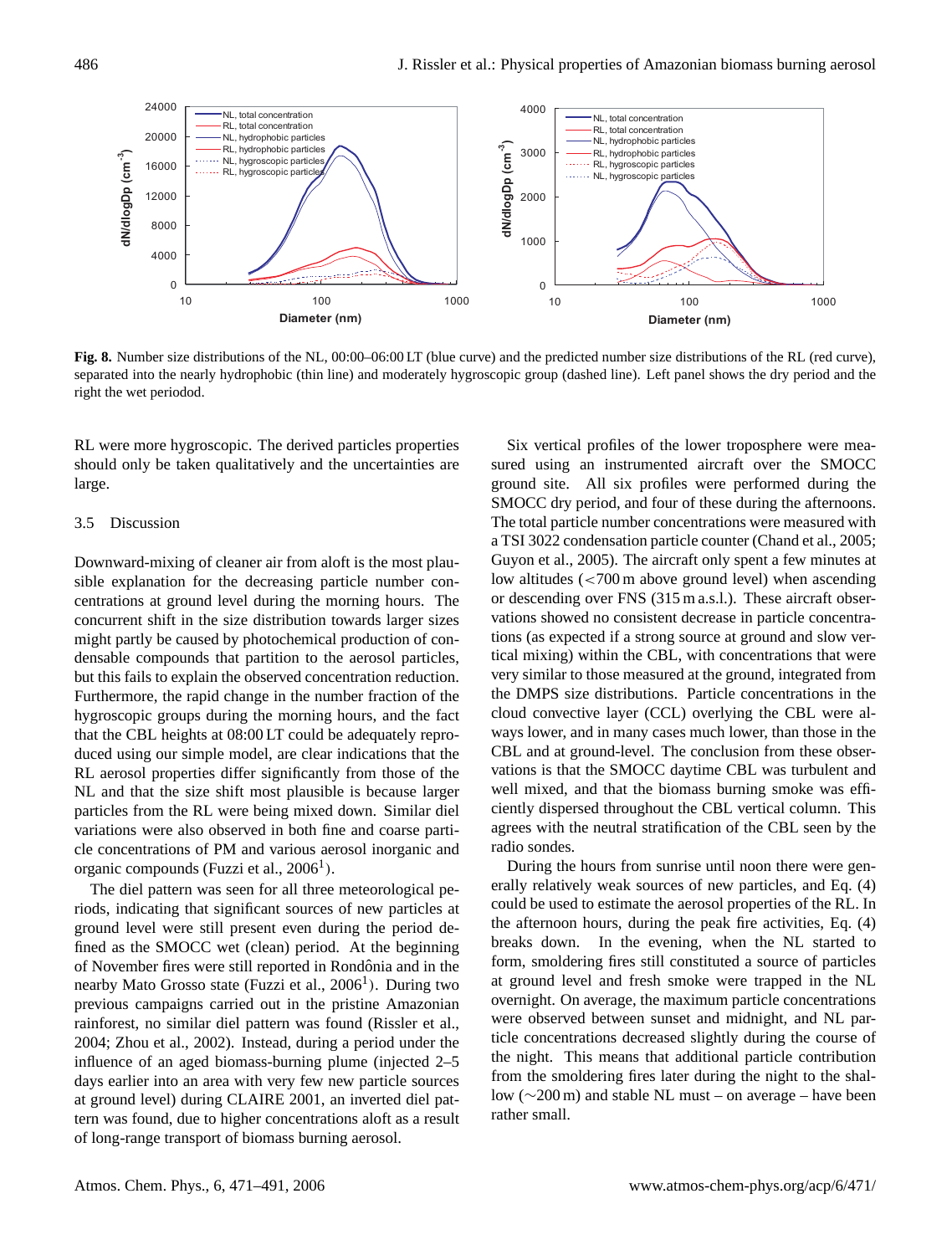Fig. 8. Number size distributions of the NL, 00:00–06:00 LT (blue curve) and the predicted number size distributions of the RL (red curve), separated into the nearly hydrophobic (thin line) and moderately hygroscopic group (dashed line). Left panel shows the dry period and the right the wet periodod.

RL were more hygroscopic. The derived particles properties should only be taken qualitatively and the uncertainties are large.

### 3.5 Discussion

Downward-mixing of cleaner air from aloft is the most plausible explanation for the decreasing particle number concentrations at ground level during the morning hours. The concurrent shift in the size distribution towards larger sizes might partly be caused by photochemical production of condensable compounds that partition to the aerosol particles, but this fails to explain the observed concentration reduction. Furthermore, the rapid change in the number fraction of the hygroscopic groups during the morning hours, and the fact that the CBL heights at 08:00 LT could be adequately reproduced using our simple model, are clear indications that the RL aerosol properties differ significantly from those of the NL and that the size shift most plausible is because larger particles from the RL were being mixed down. Similar diel variations were also observed in both fine and coarse particle concentrations of PM and various aerosol inorganic and organic compounds (Fuzzi et al., 2006[1]).

The diel pattern was seen for all three meteorological periods, indicating that significant sources of new particles at ground level were still present even during the period defined as the SMOCC wet (clean) period. At the beginning of November fires were still reported in Rondônia and in the nearby Mato Grosso state (Fuzzi et al., 2006[1]). During two previous campaigns carried out in the pristine Amazonian rainforest, no similar diel pattern was found (Rissler et al., 2004; Zhou et al., 2002). Instead, during a period under the influence of an aged biomass-burning plume (injected 2–5 days earlier into an area with very few new particle sources at ground level) during CLAIRE 2001, an inverted diel pattern was found, due to higher concentrations aloft as a result of long-range transport of biomass burning aerosol.

Six vertical profiles of the lower troposphere were measured using an instrumented aircraft over the SMOCC ground site. All six profiles were performed during the SMOCC dry period, and four of these during the afternoons. The total particle number concentrations were measured with a TSI 3022 condensation particle counter (Chand et al., 2005; Guyon et al., 2005). The aircraft only spent a few minutes at low altitudes (<700 m above ground level) when ascending or descending over FNS (315 m a.s.l.). These aircraft observations showed no consistent decrease in particle concentrations (as expected if a strong source at ground and slow vertical mixing) within the CBL, with concentrations that were very similar to those measured at the ground, integrated from the DMPS size distributions. Particle concentrations in the cloud convective layer (CCL) overlying the CBL were always lower, and in many cases much lower, than those in the CBL and at ground-level. The conclusion from these observations is that the SMOCC daytime CBL was turbulent and well mixed, and that the biomass burning smoke was efficiently dispersed throughout the CBL vertical column. This agrees with the neutral stratification of the CBL seen by the radio sondes.

During the hours from sunrise until noon there were generally relatively weak sources of new particles, and Eq. (4) could be used to estimate the aerosol properties of the RL. In the afternoon hours, during the peak fire activities, Eq. (4) breaks down. In the evening, when the NL started to form, smoldering fires still constituted a source of particles at ground level and fresh smoke were trapped in the NL overnight. On average, the maximum particle concentrations were observed between sunset and midnight, and NL particle concentrations decreased slightly during the course of the night. This means that additional particle contribution from the smoldering fires later during the night to the shallow (∼200 m) and stable NL must – on average – have been rather small.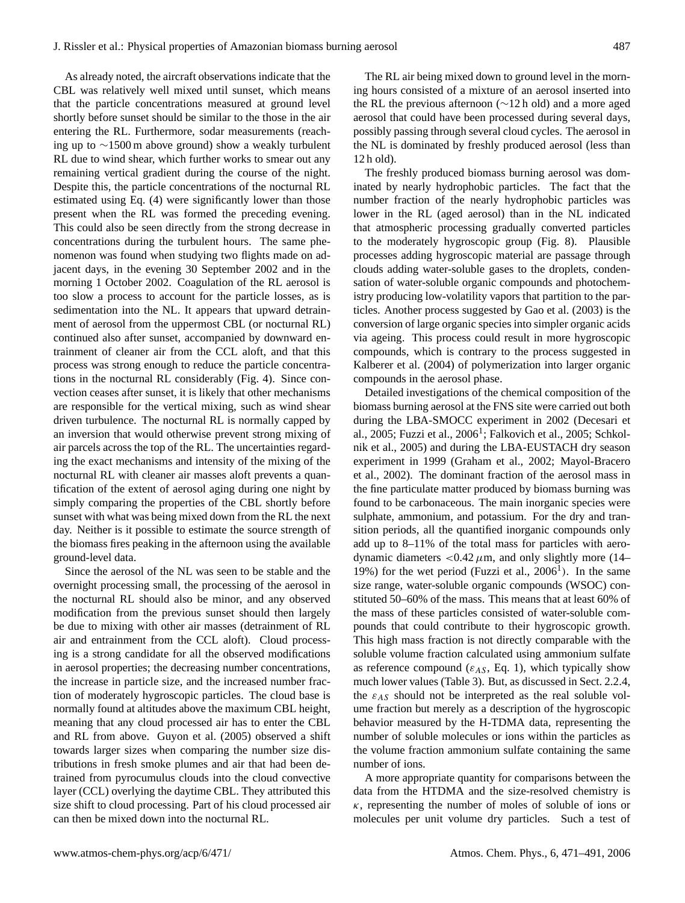As already noted, the aircraft observations indicate that the CBL was relatively well mixed until sunset, which means that the particle concentrations measured at ground level shortly before sunset should be similar to the those in the air entering the RL. Furthermore, sodar measurements (reaching up to ∼1500 m above ground) show a weakly turbulent RL due to wind shear, which further works to smear out any remaining vertical gradient during the course of the night. Despite this, the particle concentrations of the nocturnal RL estimated using Eq. (4) were significantly lower than those present when the RL was formed the preceding evening. This could also be seen directly from the strong decrease in concentrations during the turbulent hours. The same phenomenon was found when studying two flights made on adjacent days, in the evening 30 September 2002 and in the morning 1 October 2002. Coagulation of the RL aerosol is too slow a process to account for the particle losses, as is sedimentation into the NL. It appears that upward detrainment of aerosol from the uppermost CBL (or nocturnal RL) continued also after sunset, accompanied by downward entrainment of cleaner air from the CCL aloft, and that this process was strong enough to reduce the particle concentrations in the nocturnal RL considerably (Fig. 4). Since convection ceases after sunset, it is likely that other mechanisms are responsible for the vertical mixing, such as wind shear driven turbulence. The nocturnal RL is normally capped by an inversion that would otherwise prevent strong mixing of air parcels across the top of the RL. The uncertainties regarding the exact mechanisms and intensity of the mixing of the nocturnal RL with cleaner air masses aloft prevents a quantification of the extent of aerosol aging during one night by simply comparing the properties of the CBL shortly before sunset with what was being mixed down from the RL the next day. Neither is it possible to estimate the source strength of the biomass fires peaking in the afternoon using the available ground-level data.

Since the aerosol of the NL was seen to be stable and the overnight processing small, the processing of the aerosol in the nocturnal RL should also be minor, and any observed modification from the previous sunset should then largely be due to mixing with other air masses (detrainment of RL air and entrainment from the CCL aloft). Cloud processing is a strong candidate for all the observed modifications in aerosol properties; the decreasing number concentrations, the increase in particle size, and the increased number fraction of moderately hygroscopic particles. The cloud base is normally found at altitudes above the maximum CBL height, meaning that any cloud processed air has to enter the CBL and RL from above. Guyon et al. (2005) observed a shift towards larger sizes when comparing the number size distributions in fresh smoke plumes and air that had been detrained from pyrocumulus clouds into the cloud convective layer (CCL) overlying the daytime CBL. They attributed this size shift to cloud processing. Part of his cloud processed air can then be mixed down into the nocturnal RL.

The RL air being mixed down to ground level in the morning hours consisted of a mixture of an aerosol inserted into the RL the previous afternoon (∼12 h old) and a more aged aerosol that could have been processed during several days, possibly passing through several cloud cycles. The aerosol in the NL is dominated by freshly produced aerosol (less than 12 h old).

The freshly produced biomass burning aerosol was dominated by nearly hydrophobic particles. The fact that the number fraction of the nearly hydrophobic particles was lower in the RL (aged aerosol) than in the NL indicated that atmospheric processing gradually converted particles to the moderately hygroscopic group (Fig. 8). Plausible processes adding hygroscopic material are passage through clouds adding water-soluble gases to the droplets, condensation of water-soluble organic compounds and photochemistry producing low-volatility vapors that partition to the particles. Another process suggested by Gao et al. (2003) is the conversion of large organic species into simpler organic acids via ageing. This process could result in more hygroscopic compounds, which is contrary to the process suggested in Kalberer et al. (2004) of polymerization into larger organic compounds in the aerosol phase.

Detailed investigations of the chemical composition of the biomass burning aerosol at the FNS site were carried out both during the LBA-SMOCC experiment in 2002 (Decesari et al., 2005; Fuzzi et al., 2006[1]; Falkovich et al., 2005; Schkolnik et al., 2005) and during the LBA-EUSTACH dry season experiment in 1999 (Graham et al., 2002; Mayol-Bracero et al., 2002). The dominant fraction of the aerosol mass in the fine particulate matter produced by biomass burning was found to be carbonaceous. The main inorganic species were sulphate, ammonium, and potassium. For the dry and transition periods, all the quantified inorganic compounds only add up to 8–11% of the total mass for particles with aerodynamic diameters $<0.42\,\mu$m, and only slightly more (14–19%) for the wet period (Fuzzi et al., 2006[1]). In the same size range, water-soluble organic compounds (WSOC) constituted 50–60% of the mass. This means that at least 60% of the mass of these particles consisted of water-soluble compounds that could contribute to their hygroscopic growth. This high mass fraction is not directly comparable with the soluble volume fraction calculated using ammonium sulfate as reference compound ($\varepsilon_{AS}$, Eq. 1), which typically show much lower values (Table 3). But, as discussed in Sect. 2.2.4, the $\varepsilon_{AS}$ should not be interpreted as the real soluble volume fraction but merely as a description of the hygroscopic behavior measured by the H-TDMA data, representing the number of soluble molecules or ions within the particles as the volume fraction ammonium sulfate containing the same number of ions.

A more appropriate quantity for comparisons between the data from the HTDMA and the size-resolved chemistry is $\kappa$, representing the number of moles of soluble of ions or molecules per unit volume dry particles. Such a test of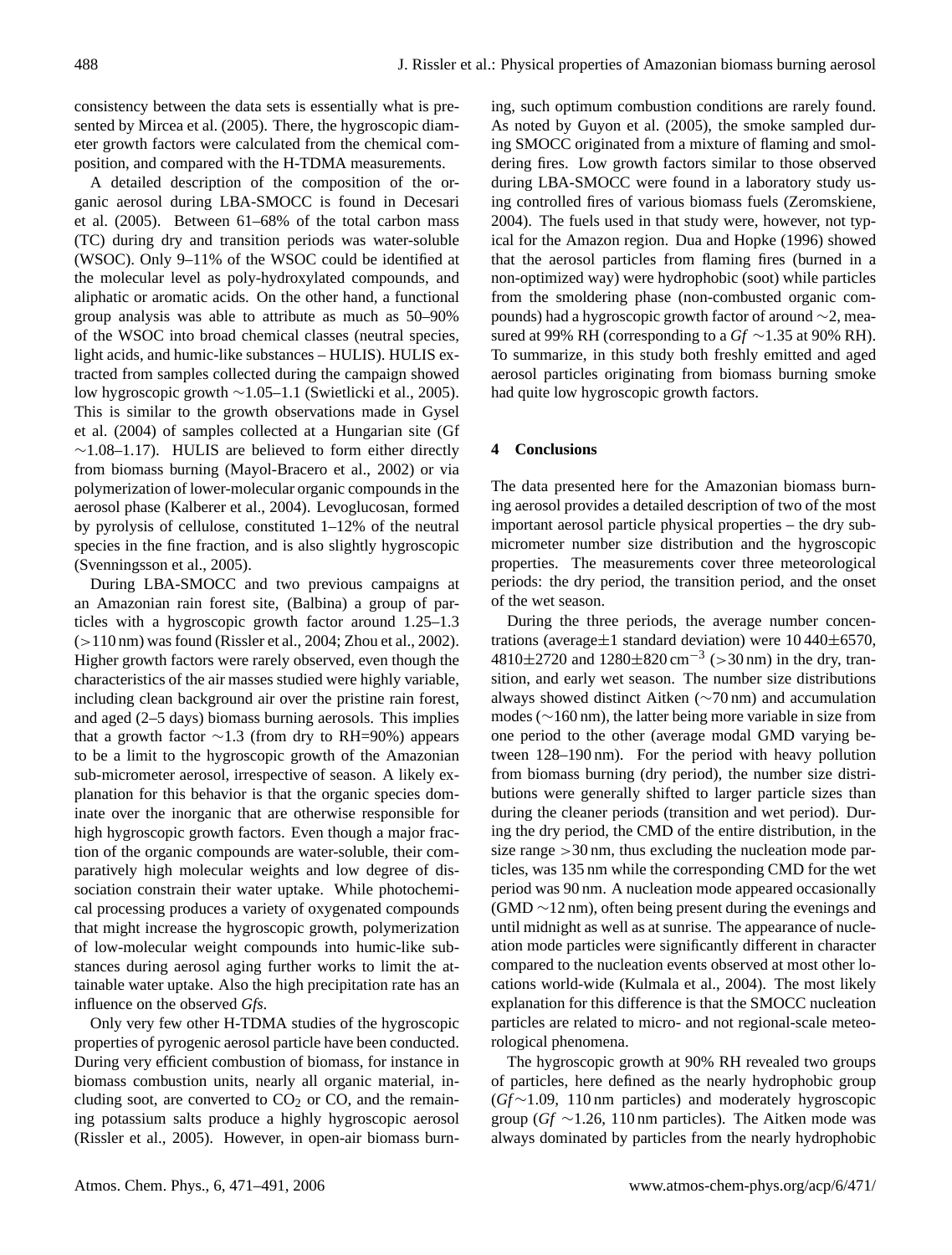consistency between the data sets is essentially what is presented by Mircea et al. (2005). There, the hygroscopic diameter growth factors were calculated from the chemical composition, and compared with the H-TDMA measurements.

A detailed description of the composition of the organic aerosol during LBA-SMOCC is found in Decesari et al. (2005). Between 61–68% of the total carbon mass (TC) during dry and transition periods was water-soluble (WSOC). Only 9–11% of the WSOC could be identified at the molecular level as poly-hydroxylated compounds, and aliphatic or aromatic acids. On the other hand, a functional group analysis was able to attribute as much as 50–90% of the WSOC into broad chemical classes (neutral species, light acids, and humic-like substances – HULIS). HULIS extracted from samples collected during the campaign showed low hygroscopic growth ∼1.05–1.1 (Swietlicki et al., 2005). This is similar to the growth observations made in Gysel et al. (2004) of samples collected at a Hungarian site (Gf ∼1.08–1.17). HULIS are believed to form either directly from biomass burning (Mayol-Bracero et al., 2002) or via polymerization of lower-molecular organic compounds in the aerosol phase (Kalberer et al., 2004). Levoglucosan, formed by pyrolysis of cellulose, constituted 1–12% of the neutral species in the fine fraction, and is also slightly hygroscopic (Svenningsson et al., 2005).

During LBA-SMOCC and two previous campaigns at an Amazonian rain forest site, (Balbina) a group of particles with a hygroscopic growth factor around 1.25–1.3 (>110 nm) was found (Rissler et al., 2004; Zhou et al., 2002). Higher growth factors were rarely observed, even though the characteristics of the air masses studied were highly variable, including clean background air over the pristine rain forest, and aged (2–5 days) biomass burning aerosols. This implies that a growth factor ∼1.3 (from dry to RH=90%) appears to be a limit to the hygroscopic growth of the Amazonian sub-micrometer aerosol, irrespective of season. A likely explanation for this behavior is that the organic species dominate over the inorganic that are otherwise responsible for high hygroscopic growth factors. Even though a major fraction of the organic compounds are water-soluble, their comparatively high molecular weights and low degree of dissociation constrain their water uptake. While photochemical processing produces a variety of oxygenated compounds that might increase the hygroscopic growth, polymerization of low-molecular weight compounds into humic-like substances during aerosol aging further works to limit the attainable water uptake. Also the high precipitation rate has an influence on the observed *Gfs*.

Only very few other H-TDMA studies of the hygroscopic properties of pyrogenic aerosol particle have been conducted. During very efficient combustion of biomass, for instance in biomass combustion units, nearly all organic material, including soot, are converted to $CO_2$ or CO, and the remaining potassium salts produce a highly hygroscopic aerosol (Rissler et al., 2005). However, in open-air biomass burning, such optimum combustion conditions are rarely found. As noted by Guyon et al. (2005), the smoke sampled during SMOCC originated from a mixture of flaming and smoldering fires. Low growth factors similar to those observed during LBA-SMOCC were found in a laboratory study using controlled fires of various biomass fuels (Zeromskiene, 2004). The fuels used in that study were, however, not typical for the Amazon region. Dua and Hopke (1996) showed that the aerosol particles from flaming fires (burned in a non-optimized way) were hydrophobic (soot) while particles from the smoldering phase (non-combusted organic compounds) had a hygroscopic growth factor of around ∼2, measured at 99% RH (corresponding to a *Gf* ∼1.35 at 90% RH). To summarize, in this study both freshly emitted and aged aerosol particles originating from biomass burning smoke had quite low hygroscopic growth factors.

## 4 Conclusions

The data presented here for the Amazonian biomass burning aerosol provides a detailed description of two of the most important aerosol particle physical properties – the dry submicrometer number size distribution and the hygroscopic properties. The measurements cover three meteorological periods: the dry period, the transition period, and the onset of the wet season.

During the three periods, the average number concentrations (average±1 standard deviation) were 10 440±6570, 4810±2720 and 1280±820 $cm^{-3}$ (>30 nm) in the dry, transition, and early wet season. The number size distributions always showed distinct Aitken (∼70 nm) and accumulation modes (∼160 nm), the latter being more variable in size from one period to the other (average modal GMD varying between 128–190 nm). For the period with heavy pollution from biomass burning (dry period), the number size distributions were generally shifted to larger particle sizes than during the cleaner periods (transition and wet period). During the dry period, the CMD of the entire distribution, in the size range >30 nm, thus excluding the nucleation mode particles, was 135 nm while the corresponding CMD for the wet period was 90 nm. A nucleation mode appeared occasionally (GMD ∼12 nm), often being present during the evenings and until midnight as well as at sunrise. The appearance of nucleation mode particles were significantly different in character compared to the nucleation events observed at most other locations world-wide (Kulmala et al., 2004). The most likely explanation for this difference is that the SMOCC nucleation particles are related to micro- and not regional-scale meteorological phenomena.

The hygroscopic growth at 90% RH revealed two groups of particles, here defined as the nearly hydrophobic group (*Gf*∼1.09, 110 nm particles) and moderately hygroscopic group (*Gf* ∼1.26, 110 nm particles). The Aitken mode was always dominated by particles from the nearly hydrophobic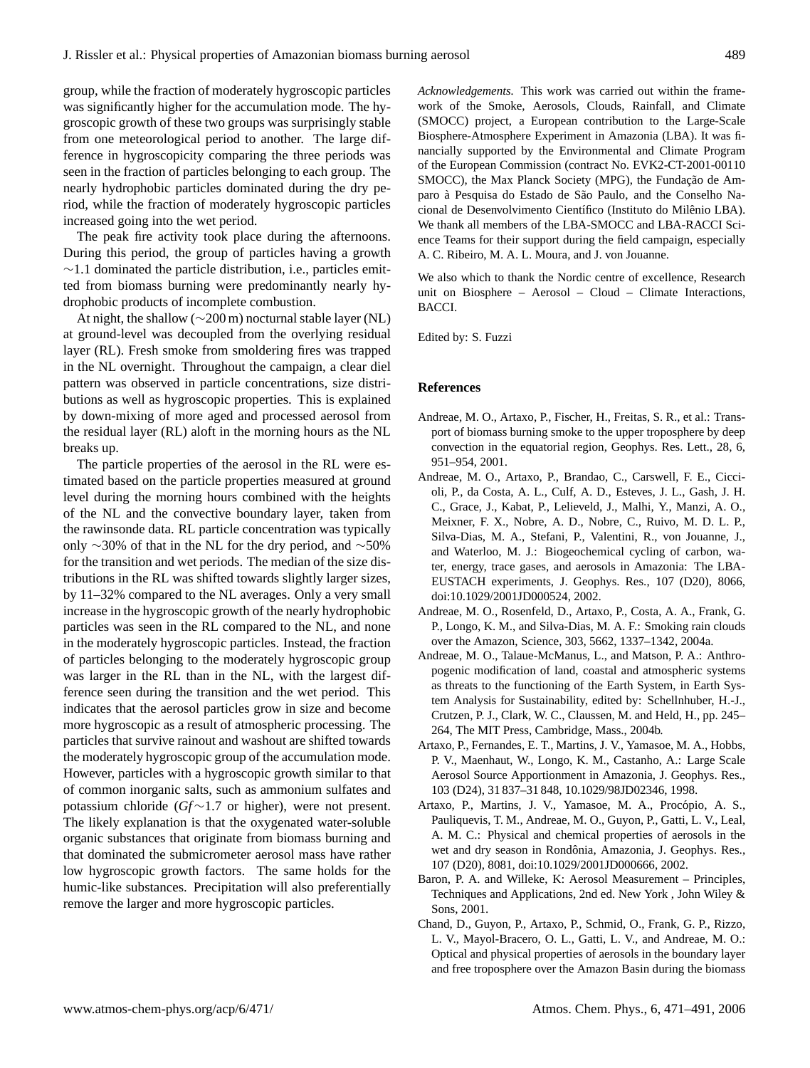group, while the fraction of moderately hygroscopic particles was significantly higher for the accumulation mode. The hygroscopic growth of these two groups was surprisingly stable from one meteorological period to another. The large difference in hygroscopicity comparing the three periods was seen in the fraction of particles belonging to each group. The nearly hydrophobic particles dominated during the dry period, while the fraction of moderately hygroscopic particles increased going into the wet period.

The peak fire activity took place during the afternoons. During this period, the group of particles having a growth ∼1.1 dominated the particle distribution, i.e., particles emitted from biomass burning were predominantly nearly hydrophobic products of incomplete combustion.

At night, the shallow (∼200 m) nocturnal stable layer (NL) at ground-level was decoupled from the overlying residual layer (RL). Fresh smoke from smoldering fires was trapped in the NL overnight. Throughout the campaign, a clear diel pattern was observed in particle concentrations, size distributions as well as hygroscopic properties. This is explained by down-mixing of more aged and processed aerosol from the residual layer (RL) aloft in the morning hours as the NL breaks up.

The particle properties of the aerosol in the RL were estimated based on the particle properties measured at ground level during the morning hours combined with the heights of the NL and the convective boundary layer, taken from the rawinsonde data. RL particle concentration was typically only ∼30% of that in the NL for the dry period, and ∼50% for the transition and wet periods. The median of the size distributions in the RL was shifted towards slightly larger sizes, by 11–32% compared to the NL averages. Only a very small increase in the hygroscopic growth of the nearly hydrophobic particles was seen in the RL compared to the NL, and none in the moderately hygroscopic particles. Instead, the fraction of particles belonging to the moderately hygroscopic group was larger in the RL than in the NL, with the largest difference seen during the transition and the wet period. This indicates that the aerosol particles grow in size and become more hygroscopic as a result of atmospheric processing. The particles that survive rainout and washout are shifted towards the moderately hygroscopic group of the accumulation mode. However, particles with a hygroscopic growth similar to that of common inorganic salts, such as ammonium sulfates and potassium chloride ($Gf \sim 1.7$ or higher), were not present. The likely explanation is that the oxygenated water-soluble organic substances that originate from biomass burning and that dominated the submicrometer aerosol mass have rather low hygroscopic growth factors. The same holds for the humic-like substances. Precipitation will also preferentially remove the larger and more hygroscopic particles.

*Acknowledgements.* This work was carried out within the framework of the Smoke, Aerosols, Clouds, Rainfall, and Climate (SMOCC) project, a European contribution to the Large-Scale Biosphere-Atmosphere Experiment in Amazonia (LBA). It was financially supported by the Environmental and Climate Program of the European Commission (contract No. EVK2-CT-2001-00110 SMOCC), the Max Planck Society (MPG), the Fundação de Amparo à Pesquisa do Estado de São Paulo, and the Conselho Nacional de Desenvolvimento Científico (Instituto do Milênio LBA). We thank all members of the LBA-SMOCC and LBA-RACCI Science Teams for their support during the field campaign, especially A. C. Ribeiro, M. A. L. Moura, and J. von Jouanne.

We also which to thank the Nordic centre of excellence, Research unit on Biosphere – Aerosol – Cloud – Climate Interactions, BACCI.

Edited by: S. Fuzzi

## References

Andreae, M. O., Artaxo, P., Fischer, H., Freitas, S. R., et al.: Transport of biomass burning smoke to the upper troposphere by deep convection in the equatorial region, Geophys. Res. Lett., 28, 6, 951–954, 2001.

Andreae, M. O., Artaxo, P., Brandao, C., Carswell, F. E., Ciccioli, P., da Costa, A. L., Culf, A. D., Esteves, J. L., Gash, J. H. C., Grace, J., Kabat, P., Lelieveld, J., Malhi, Y., Manzi, A. O., Meixner, F. X., Nobre, A. D., Nobre, C., Ruivo, M. D. L. P., Silva-Dias, M. A., Stefani, P., Valentini, R., von Jouanne, J., and Waterloo, M. J.: Biogeochemical cycling of carbon, water, energy, trace gases, and aerosols in Amazonia: The LBA-EUSTACH experiments, J. Geophys. Res., 107 (D20), 8066, doi:10.1029/2001JD000524, 2002.

Andreae, M. O., Rosenfeld, D., Artaxo, P., Costa, A. A., Frank, G. P., Longo, K. M., and Silva-Dias, M. A. F.: Smoking rain clouds over the Amazon, Science, 303, 5662, 1337–1342, 2004a.

Andreae, M. O., Talaue-McManus, L., and Matson, P. A.: Anthropogenic modification of land, coastal and atmospheric systems as threats to the functioning of the Earth System, in Earth System Analysis for Sustainability, edited by: Schellnhuber, H.-J., Crutzen, P. J., Clark, W. C., Claussen, M. and Held, H., pp. 245–264, The MIT Press, Cambridge, Mass., 2004b.

Artaxo, P., Fernandes, E. T., Martins, J. V., Yamasoe, M. A., Hobbs, P. V., Maenhaut, W., Longo, K. M., and Castanho, A.: Large Scale Aerosol Source Apportionment in Amazonia, J. Geophys. Res., 103 (D24), 31 837–31 848, 10.1029/98JD02346, 1998.

Artaxo, P., Martins, J. V., Yamasoe, M. A., Procópio, A. S., Pauliquevis, T. M., Andreae, M. O., Guyon, P., Gatti, L. V., Leal, A. M. C.: Physical and chemical properties of aerosols in the wet and dry season in Rondônia, Amazonia, J. Geophys. Res., 107 (D20), 8081, doi:10.1029/2001JD000666, 2002.

Baron, P. A. and Willeke, K: Aerosol Measurement – Principles, Techniques and Applications, 2nd ed. New York , John Wiley & Sons, 2001.

Chand, D., Guyon, P., Artaxo, P., Schmid, O., Frank, G. P., Rizzo, L. V., Mayol-Bracero, O. L., Gatti, L. V., and Andreae, M. O.: Optical and physical properties of aerosols in the boundary layer and free troposphere over the Amazon Basin during the biomass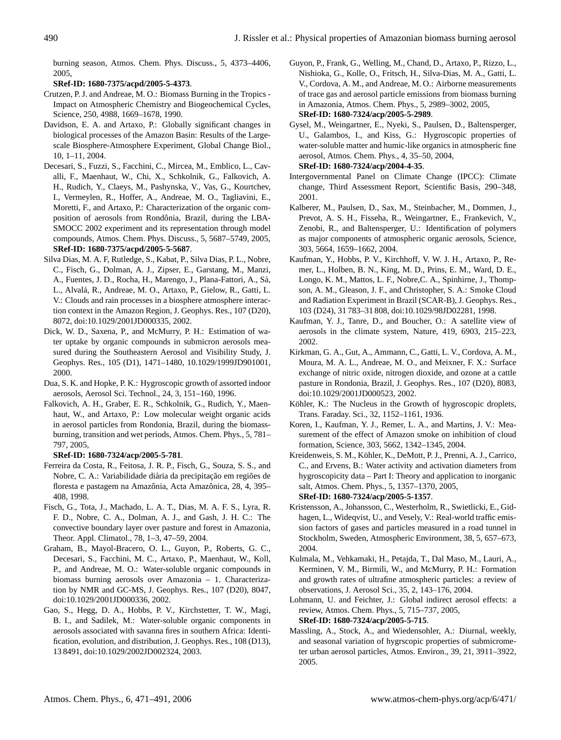burning season, Atmos. Chem. Phys. Discuss., 5, 4373–4406, 2005,
**SRef-ID: 1680-7375/acpd/2005-5-4373**.

Crutzen, P. J. and Andreae, M. O.: Biomass Burning in the Tropics - Impact on Atmospheric Chemistry and Biogeochemical Cycles, Science, 250, 4988, 1669–1678, 1990.

Davidson, E. A. and Artaxo, P.: Globally significant changes in biological processes of the Amazon Basin: Results of the Large-scale Biosphere-Atmosphere Experiment, Global Change Biol., 10, 1–11, 2004.

Decesari, S., Fuzzi, S., Facchini, C., Mircea, M., Emblico, L., Cavalli, F., Maenhaut, W., Chi, X., Schkolnik, G., Falkovich, A. H., Rudich, Y., Claeys, M., Pashynska, V., Vas, G., Kourtchev, I., Vermeylen, R., Hoffer, A., Andreae, M. O., Tagliavini, E., Moretti, F., and Artaxo, P.: Characterization of the organic composition of aerosols from Rondônia, Brazil, during the LBA-SMOCC 2002 experiment and its representation through model compounds, Atmos. Chem. Phys. Discuss., 5, 5687–5749, 2005,
**SRef-ID: 1680-7375/acpd/2005-5-5687**.

Silva Dias, M. A. F, Rutledge, S., Kabat, P., Silva Dias, P. L., Nobre, C., Fisch, G., Dolman, A. J., Zipser, E., Garstang, M., Manzi, A., Fuentes, J. D., Rocha, H., Marengo, J., Plana-Fattori, A., Sá, L., Alvalá, R., Andreae, M. O., Artaxo, P., Gielow, R., Gatti, L. V.: Clouds and rain processes in a biosphere atmosphere interaction context in the Amazon Region, J. Geophys. Res., 107 (D20), 8072, doi:10.1029/2001JD000335, 2002.

Dick, W. D., Saxena, P., and McMurry, P. H.: Estimation of water uptake by organic compounds in submicron aerosols measured during the Southeastern Aerosol and Visibility Study, J. Geophys. Res., 105 (D1), 1471–1480, 10.1029/1999JD901001, 2000.

Dua, S. K. and Hopke, P. K.: Hygroscopic growth of assorted indoor aerosols, Aerosol Sci. Technol., 24, 3, 151–160, 1996.

Falkovich, A. H., Graber, E. R., Schkolnik, G., Rudich, Y., Maenhaut, W., and Artaxo, P.: Low molecular weight organic acids in aerosol particles from Rondonia, Brazil, during the biomass-burning, transition and wet periods, Atmos. Chem. Phys., 5, 781–797, 2005,
**SRef-ID: 1680-7324/acp/2005-5-781**.

Ferreira da Costa, R., Feitosa, J. R. P., Fisch, G., Souza, S. S., and Nobre, C. A.: Variabilidade diária da precipitação em regiões de floresta e pastagem na Amazônia, Acta Amazônica, 28, 4, 395–408, 1998.

Fisch, G., Tota, J., Machado, L. A. T., Dias, M. A. F. S., Lyra, R. F. D., Nobre, C. A., Dolman, A. J., and Gash, J. H. C.: The convective boundary layer over pasture and forest in Amazonia, Theor. Appl. Climatol., 78, 1–3, 47–59, 2004.

Graham, B., Mayol-Bracero, O. L., Guyon, P., Roberts, G. C., Decesari, S., Facchini, M. C., Artaxo, P., Maenhaut, W., Koll, P., and Andreae, M. O.: Water-soluble organic compounds in biomass burning aerosols over Amazonia – 1. Characterization by NMR and GC-MS, J. Geophys. Res., 107 (D20), 8047, doi:10.1029/2001JD000336, 2002.

Gao, S., Hegg, D. A., Hobbs, P. V., Kirchstetter, T. W., Magi, B. I., and Sadilek, M.: Water-soluble organic components in aerosols associated with savanna fires in southern Africa: Identification, evolution, and distribution, J. Geophys. Res., 108 (D13), 13 8491, doi:10.1029/2002JD002324, 2003.

Guyon, P., Frank, G., Welling, M., Chand, D., Artaxo, P., Rizzo, L., Nishioka, G., Kolle, O., Fritsch, H., Silva-Dias, M. A., Gatti, L. V., Cordova, A. M., and Andreae, M. O.: Airborne measurements of trace gas and aerosol particle emissions from biomass burning in Amazonia, Atmos. Chem. Phys., 5, 2989–3002, 2005,
**SRef-ID: 1680-7324/acp/2005-5-2989**.

Gysel, M., Weingartner, E., Nyeki, S., Paulsen, D., Baltensperger, U., Galambos, I., and Kiss, G.: Hygroscopic properties of water-soluble matter and humic-like organics in atmospheric fine aerosol, Atmos. Chem. Phys., 4, 35–50, 2004,
**SRef-ID: 1680-7324/acp/2004-4-35**.

Intergovernmental Panel on Climate Change (IPCC): Climate change, Third Assessment Report, Scientific Basis, 290–348, 2001.

Kalberer, M., Paulsen, D., Sax, M., Steinbacher, M., Dommen, J., Prevot, A. S. H., Fisseha, R., Weingartner, E., Frankevich, V., Zenobi, R., and Baltensperger, U.: Identification of polymers as major components of atmospheric organic aerosols, Science, 303, 5664, 1659–1662, 2004.

Kaufman, Y., Hobbs, P. V., Kirchhoff, V. W. J. H., Artaxo, P., Remer, L., Holben, B. N., King, M. D., Prins, E. M., Ward, D. E., Longo, K. M., Mattos, L. F., Nobre,C. A., Spinhirne, J., Thompson, A. M., Gleason, J. F., and Christopher, S. A.: Smoke Cloud and Radiation Experiment in Brazil (SCAR-B), J. Geophys. Res., 103 (D24), 31 783–31 808, doi:10.1029/98JD02281, 1998.

Kaufman, Y. J., Tanre, D., and Boucher, O.: A satellite view of aerosols in the climate system, Nature, 419, 6903, 215–223, 2002.

Kirkman, G. A., Gut, A., Ammann, C., Gatti, L. V., Cordova, A. M., Moura, M. A. L., Andreae, M. O., and Meixner, F. X.: Surface exchange of nitric oxide, nitrogen dioxide, and ozone at a cattle pasture in Rondonia, Brazil, J. Geophys. Res., 107 (D20), 8083, doi:10.1029/2001JD000523, 2002.

Köhler, K.: The Nucleus in the Growth of hygroscopic droplets, Trans. Faraday. Sci., 32, 1152–1161, 1936.

Koren, I., Kaufman, Y. J., Remer, L. A., and Martins, J. V.: Measurement of the effect of Amazon smoke on inhibition of cloud formation, Science, 303, 5662, 1342–1345, 2004.

Kreidenweis, S. M., Köhler, K., DeMott, P. J., Prenni, A. J., Carrico, C., and Ervens, B.: Water activity and activation diameters from hygroscopicity data – Part I: Theory and application to inorganic salt, Atmos. Chem. Phys., 5, 1357–1370, 2005,
**SRef-ID: 1680-7324/acp/2005-5-1357**.

Kristensson, A., Johansson, C., Westerholm, R., Swietlicki, E., Gidhagen, L., Wideqvist, U., and Vesely, V.: Real-world traffic emission factors of gases and particles measured in a road tunnel in Stockholm, Sweden, Atmospheric Environment, 38, 5, 657–673, 2004.

Kulmala, M., Vehkamaki, H., Petajda, T., Dal Maso, M., Lauri, A., Kerminen, V. M., Birmili, W., and McMurry, P. H.: Formation and growth rates of ultrafine atmospheric particles: a review of observations, J. Aerosol Sci., 35, 2, 143–176, 2004.

Lohmann, U. and Feichter, J.: Global indirect aerosol effects: a review, Atmos. Chem. Phys., 5, 715–737, 2005,
**SRef-ID: 1680-7324/acp/2005-5-715**.

Massling, A., Stock, A., and Wiedensohler, A.: Diurnal, weekly, and seasonal variation of hygrscopic properties of submicrometer urban aerosol particles, Atmos. Environ., 39, 21, 3911–3922, 2005.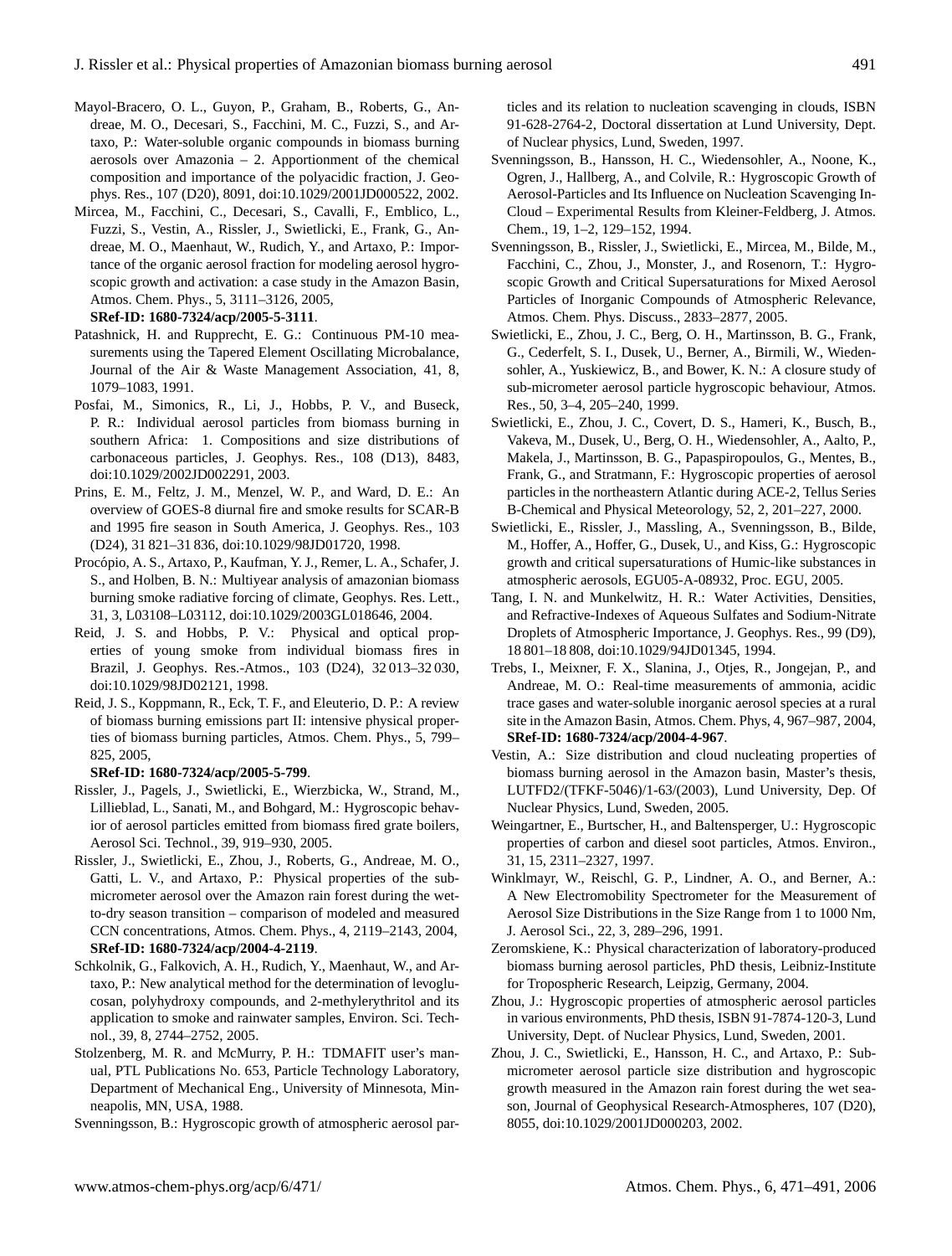Mayol-Bracero, O. L., Guyon, P., Graham, B., Roberts, G., Andreae, M. O., Decesari, S., Facchini, M. C., Fuzzi, S., and Artaxo, P.: Water-soluble organic compounds in biomass burning aerosols over Amazonia – 2. Apportionment of the chemical composition and importance of the polyacidic fraction, J. Geophys. Res., 107 (D20), 8091, doi:10.1029/2001JD000522, 2002.

Mircea, M., Facchini, C., Decesari, S., Cavalli, F., Emblico, L., Fuzzi, S., Vestin, A., Rissler, J., Swietlicki, E., Frank, G., Andreae, M. O., Maenhaut, W., Rudich, Y., and Artaxo, P.: Importance of the organic aerosol fraction for modeling aerosol hygroscopic growth and activation: a case study in the Amazon Basin, Atmos. Chem. Phys., 5, 3111–3126, 2005, **SRef-ID: 1680-7324/acp/2005-5-3111**.

Patashnick, H. and Rupprecht, E. G.: Continuous PM-10 measurements using the Tapered Element Oscillating Microbalance, Journal of the Air & Waste Management Association, 41, 8, 1079–1083, 1991.

Posfai, M., Simonics, R., Li, J., Hobbs, P. V., and Buseck, P. R.: Individual aerosol particles from biomass burning in southern Africa: 1. Compositions and size distributions of carbonaceous particles, J. Geophys. Res., 108 (D13), 8483, doi:10.1029/2002JD002291, 2003.

Prins, E. M., Feltz, J. M., Menzel, W. P., and Ward, D. E.: An overview of GOES-8 diurnal fire and smoke results for SCAR-B and 1995 fire season in South America, J. Geophys. Res., 103 (D24), 31 821–31 836, doi:10.1029/98JD01720, 1998.

Procópio, A. S., Artaxo, P., Kaufman, Y. J., Remer, L. A., Schafer, J. S., and Holben, B. N.: Multiyear analysis of amazonian biomass burning smoke radiative forcing of climate, Geophys. Res. Lett., 31, 3, L03108–L03112, doi:10.1029/2003GL018646, 2004.

Reid, J. S. and Hobbs, P. V.: Physical and optical properties of young smoke from individual biomass fires in Brazil, J. Geophys. Res.-Atmos., 103 (D24), 32 013–32 030, doi:10.1029/98JD02121, 1998.

Reid, J. S., Koppmann, R., Eck, T. F., and Eleuterio, D. P.: A review of biomass burning emissions part II: intensive physical properties of biomass burning particles, Atmos. Chem. Phys., 5, 799–825, 2005, **SRef-ID: 1680-7324/acp/2005-5-799**.

Rissler, J., Pagels, J., Swietlicki, E., Wierzbicka, W., Strand, M., Lillieblad, L., Sanati, M., and Bohgard, M.: Hygroscopic behavior of aerosol particles emitted from biomass fired grate boilers, Aerosol Sci. Technol., 39, 919–930, 2005.

Rissler, J., Swietlicki, E., Zhou, J., Roberts, G., Andreae, M. O., Gatti, L. V., and Artaxo, P.: Physical properties of the submicrometer aerosol over the Amazon rain forest during the wet-to-dry season transition – comparison of modeled and measured CCN concentrations, Atmos. Chem. Phys., 4, 2119–2143, 2004, **SRef-ID: 1680-7324/acp/2004-4-2119**.

Schkolnik, G., Falkovich, A. H., Rudich, Y., Maenhaut, W., and Artaxo, P.: New analytical method for the determination of levoglucosan, polyhydroxy compounds, and 2-methylerythritol and its application to smoke and rainwater samples, Environ. Sci. Technol., 39, 8, 2744–2752, 2005.

Stolzenberg, M. R. and McMurry, P. H.: TDMAFIT user's manual, PTL Publications No. 653, Particle Technology Laboratory, Department of Mechanical Eng., University of Minnesota, Minneapolis, MN, USA, 1988.

Svenningsson, B.: Hygroscopic growth of atmospheric aerosol particles and its relation to nucleation scavenging in clouds, ISBN 91-628-2764-2, Doctoral dissertation at Lund University, Dept. of Nuclear physics, Lund, Sweden, 1997.

Svenningsson, B., Hansson, H. C., Wiedensohler, A., Noone, K., Ogren, J., Hallberg, A., and Colvile, R.: Hygroscopic Growth of Aerosol-Particles and Its Influence on Nucleation Scavenging In-Cloud – Experimental Results from Kleiner-Feldberg, J. Atmos. Chem., 19, 1–2, 129–152, 1994.

Svenningsson, B., Rissler, J., Swietlicki, E., Mircea, M., Bilde, M., Facchini, C., Zhou, J., Monster, J., and Rosenorn, T.: Hygroscopic Growth and Critical Supersaturations for Mixed Aerosol Particles of Inorganic Compounds of Atmospheric Relevance, Atmos. Chem. Phys. Discuss., 2833–2877, 2005.

Swietlicki, E., Zhou, J. C., Berg, O. H., Martinsson, B. G., Frank, G., Cederfelt, S. I., Dusek, U., Berner, A., Birmili, W., Wiedensohler, A., Yuskiewicz, B., and Bower, K. N.: A closure study of sub-micrometer aerosol particle hygroscopic behaviour, Atmos. Res., 50, 3–4, 205–240, 1999.

Swietlicki, E., Zhou, J. C., Covert, D. S., Hameri, K., Busch, B., Vakeva, M., Dusek, U., Berg, O. H., Wiedensohler, A., Aalto, P., Makela, J., Martinsson, B. G., Papaspiropoulos, G., Mentes, B., Frank, G., and Stratmann, F.: Hygroscopic properties of aerosol particles in the northeastern Atlantic during ACE-2, Tellus Series B-Chemical and Physical Meteorology, 52, 2, 201–227, 2000.

Swietlicki, E., Rissler, J., Massling, A., Svenningsson, B., Bilde, M., Hoffer, A., Hoffer, G., Dusek, U., and Kiss, G.: Hygroscopic growth and critical supersaturations of Humic-like substances in atmospheric aerosols, EGU05-A-08932, Proc. EGU, 2005.

Tang, I. N. and Munkelwitz, H. R.: Water Activities, Densities, and Refractive-Indexes of Aqueous Sulfates and Sodium-Nitrate Droplets of Atmospheric Importance, J. Geophys. Res., 99 (D9), 18 801–18 808, doi:10.1029/94JD01345, 1994.

Trebs, I., Meixner, F. X., Slanina, J., Otjes, R., Jongejan, P., and Andreae, M. O.: Real-time measurements of ammonia, acidic trace gases and water-soluble inorganic aerosol species at a rural site in the Amazon Basin, Atmos. Chem. Phys, 4, 967–987, 2004, **SRef-ID: 1680-7324/acp/2004-4-967**.

Vestin, A.: Size distribution and cloud nucleating properties of biomass burning aerosol in the Amazon basin, Master's thesis, LUTFD2/(TFKF-5046)/1-63/(2003), Lund University, Dep. Of Nuclear Physics, Lund, Sweden, 2005.

Weingartner, E., Burtscher, H., and Baltensperger, U.: Hygroscopic properties of carbon and diesel soot particles, Atmos. Environ., 31, 15, 2311–2327, 1997.

Winklmayr, W., Reischl, G. P., Lindner, A. O., and Berner, A.: A New Electromobility Spectrometer for the Measurement of Aerosol Size Distributions in the Size Range from 1 to 1000 Nm, J. Aerosol Sci., 22, 3, 289–296, 1991.

Zeromskiene, K.: Physical characterization of laboratory-produced biomass burning aerosol particles, PhD thesis, Leibniz-Institute for Tropospheric Research, Leipzig, Germany, 2004.

Zhou, J.: Hygroscopic properties of atmospheric aerosol particles in various environments, PhD thesis, ISBN 91-7874-120-3, Lund University, Dept. of Nuclear Physics, Lund, Sweden, 2001.

Zhou, J. C., Swietlicki, E., Hansson, H. C., and Artaxo, P.: Submicrometer aerosol particle size distribution and hygroscopic growth measured in the Amazon rain forest during the wet season, Journal of Geophysical Research-Atmospheres, 107 (D20), 8055, doi:10.1029/2001JD000203, 2002.